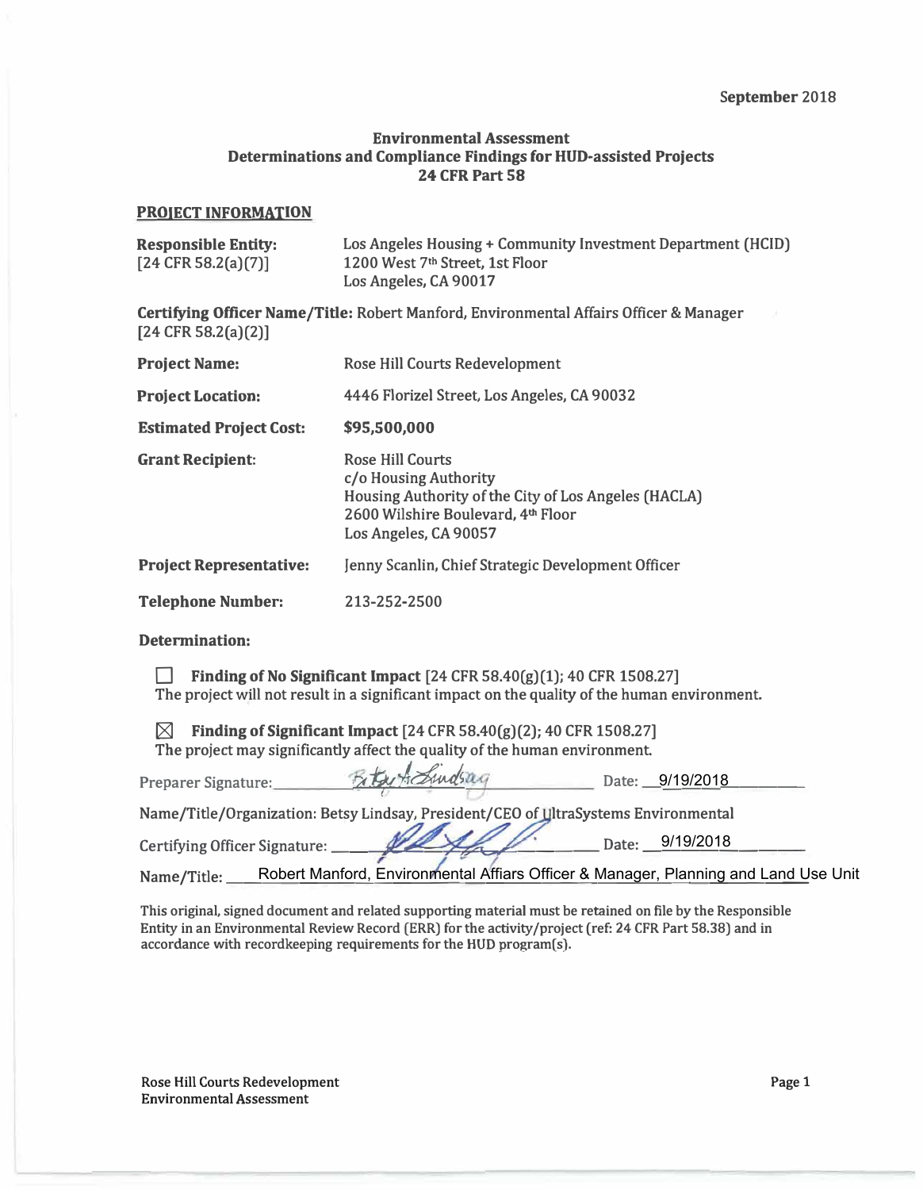September 2018

# Environmental Assessment
## Determinations and Compliance Findings for HUD-assisted Projects
## 24 CFR Part 58

**PROJECT INFORMATION**

**Responsible Entity:** [24 CFR 58.2(a)(7)]
Los Angeles Housing + Community Investment Department (HCID)
1200 West 7th Street, 1st Floor
Los Angeles, CA 90017

**Certifying Officer Name/Title:** Robert Manford, Environmental Affairs Officer & Manager [24 CFR 58.2(a)(2)]

**Project Name:** Rose Hill Courts Redevelopment

**Project Location:** 4446 Florizel Street, Los Angeles, CA 90032

**Estimated Project Cost:** **$95,500,000**

**Grant Recipient:**
Rose Hill Courts
c/o Housing Authority
Housing Authority of the City of Los Angeles (HACLA)
2600 Wilshire Boulevard, 4th Floor
Los Angeles, CA 90057

**Project Representative:** Jenny Scanlin, Chief Strategic Development Officer

**Telephone Number:** 213-252-2500

**Determination:**

☐ **Finding of No Significant Impact** [24 CFR 58.40(g)(1); 40 CFR 1508.27]
The project will not result in a significant impact on the quality of the human environment.

☒ **Finding of Significant Impact** [24 CFR 58.40(g)(2); 40 CFR 1508.27]
The project may significantly affect the quality of the human environment.

Preparer Signature: [signature] Date: 9/19/2018

Name/Title/Organization: Betsy Lindsay, President/CEO of UltraSystems Environmental

Certifying Officer Signature: [signature] Date: 9/19/2018

Name/Title: Robert Manford, Environmental Affiars Officer & Manager, Planning and Land Use Unit

This original, signed document and related supporting material must be retained on file by the Responsible Entity in an Environmental Review Record (ERR) for the activity/project (ref: 24 CFR Part 58.38) and in accordance with recordkeeping requirements for the HUD program(s).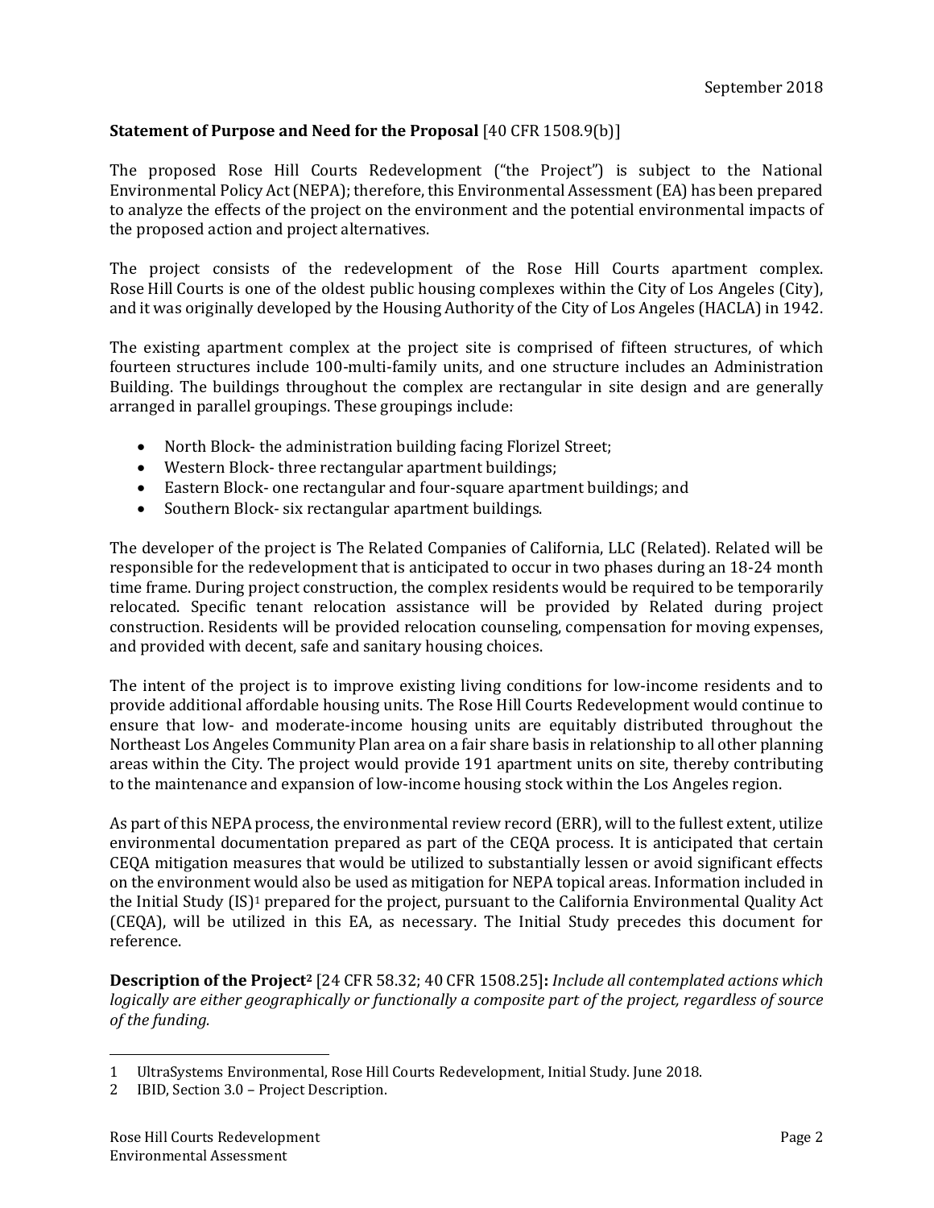September 2018

**Statement of Purpose and Need for the Proposal** [40 CFR 1508.9(b)]

The proposed Rose Hill Courts Redevelopment ("the Project") is subject to the National Environmental Policy Act (NEPA); therefore, this Environmental Assessment (EA) has been prepared to analyze the effects of the project on the environment and the potential environmental impacts of the proposed action and project alternatives.

The project consists of the redevelopment of the Rose Hill Courts apartment complex. Rose Hill Courts is one of the oldest public housing complexes within the City of Los Angeles (City), and it was originally developed by the Housing Authority of the City of Los Angeles (HACLA) in 1942.

The existing apartment complex at the project site is comprised of fifteen structures, of which fourteen structures include 100-multi-family units, and one structure includes an Administration Building. The buildings throughout the complex are rectangular in site design and are generally arranged in parallel groupings. These groupings include:

- North Block- the administration building facing Florizel Street;
- Western Block- three rectangular apartment buildings;
- Eastern Block- one rectangular and four-square apartment buildings; and
- Southern Block- six rectangular apartment buildings.

The developer of the project is The Related Companies of California, LLC (Related). Related will be responsible for the redevelopment that is anticipated to occur in two phases during an 18-24 month time frame. During project construction, the complex residents would be required to be temporarily relocated. Specific tenant relocation assistance will be provided by Related during project construction. Residents will be provided relocation counseling, compensation for moving expenses, and provided with decent, safe and sanitary housing choices.

The intent of the project is to improve existing living conditions for low-income residents and to provide additional affordable housing units. The Rose Hill Courts Redevelopment would continue to ensure that low- and moderate-income housing units are equitably distributed throughout the Northeast Los Angeles Community Plan area on a fair share basis in relationship to all other planning areas within the City. The project would provide 191 apartment units on site, thereby contributing to the maintenance and expansion of low-income housing stock within the Los Angeles region.

As part of this NEPA process, the environmental review record (ERR), will to the fullest extent, utilize environmental documentation prepared as part of the CEQA process. It is anticipated that certain CEQA mitigation measures that would be utilized to substantially lessen or avoid significant effects on the environment would also be used as mitigation for NEPA topical areas. Information included in the Initial Study (IS)[1] prepared for the project, pursuant to the California Environmental Quality Act (CEQA), will be utilized in this EA, as necessary. The Initial Study precedes this document for reference.

**Description of the Project[2]** [24 CFR 58.32; 40 CFR 1508.25]**:** *Include all contemplated actions which logically are either geographically or functionally a composite part of the project, regardless of source of the funding.*

1 UltraSystems Environmental, Rose Hill Courts Redevelopment, Initial Study. June 2018.

2 IBID, Section 3.0 – Project Description.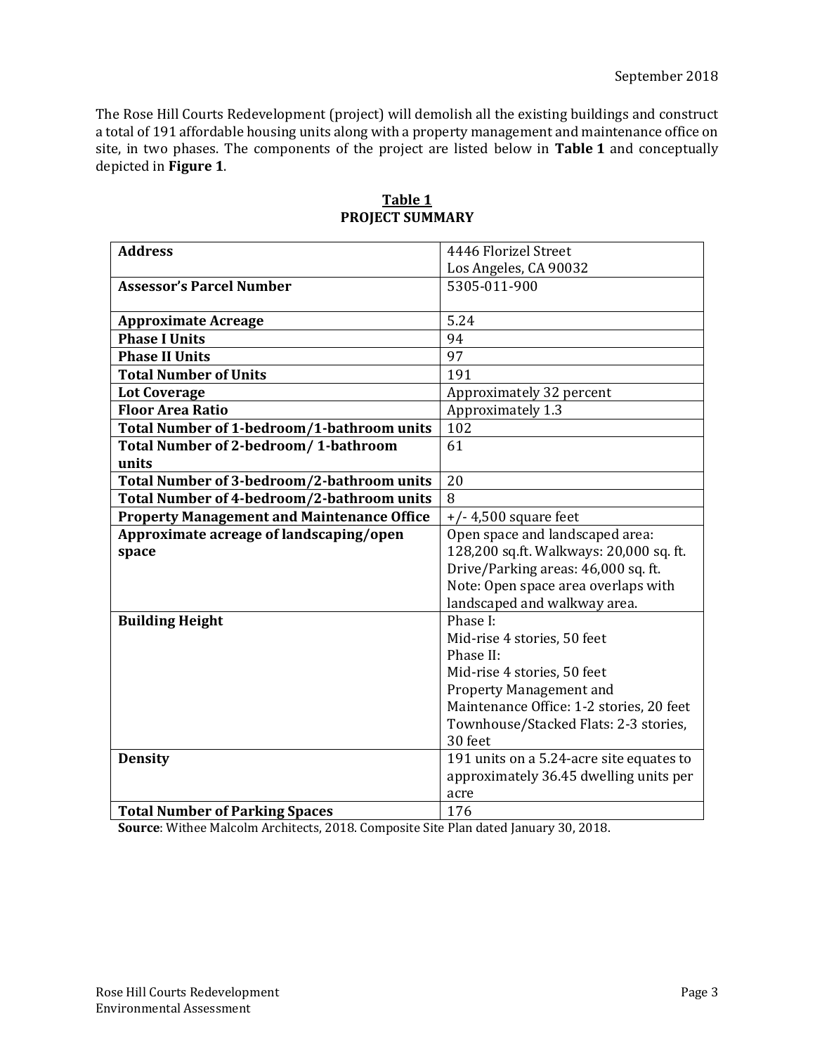The Rose Hill Courts Redevelopment (project) will demolish all the existing buildings and construct a total of 191 affordable housing units along with a property management and maintenance office on site, in two phases. The components of the project are listed below in **Table 1** and conceptually depicted in **Figure 1**.

**Table 1**
**PROJECT SUMMARY**

| | |
|---|---|
| **Address** | 4446 Florizel Street<br>Los Angeles, CA 90032 |
| **Assessor's Parcel Number** | 5305-011-900 |
| **Approximate Acreage** | 5.24 |
| **Phase I Units** | 94 |
| **Phase II Units** | 97 |
| **Total Number of Units** | 191 |
| **Lot Coverage** | Approximately 32 percent |
| **Floor Area Ratio** | Approximately 1.3 |
| **Total Number of 1-bedroom/1-bathroom units** | 102 |
| **Total Number of 2-bedroom/ 1-bathroom units** | 61 |
| **Total Number of 3-bedroom/2-bathroom units** | 20 |
| **Total Number of 4-bedroom/2-bathroom units** | 8 |
| **Property Management and Maintenance Office** | +/- 4,500 square feet |
| **Approximate acreage of landscaping/open space** | Open space and landscaped area: 128,200 sq.ft. Walkways: 20,000 sq. ft. Drive/Parking areas: 46,000 sq. ft. Note: Open space area overlaps with landscaped and walkway area. |
| **Building Height** | Phase I:<br>Mid-rise 4 stories, 50 feet<br>Phase II:<br>Mid-rise 4 stories, 50 feet<br>Property Management and Maintenance Office: 1-2 stories, 20 feet<br>Townhouse/Stacked Flats: 2-3 stories, 30 feet |
| **Density** | 191 units on a 5.24-acre site equates to approximately 36.45 dwelling units per acre |
| **Total Number of Parking Spaces** | 176 |

**Source**: Withee Malcolm Architects, 2018. Composite Site Plan dated January 30, 2018.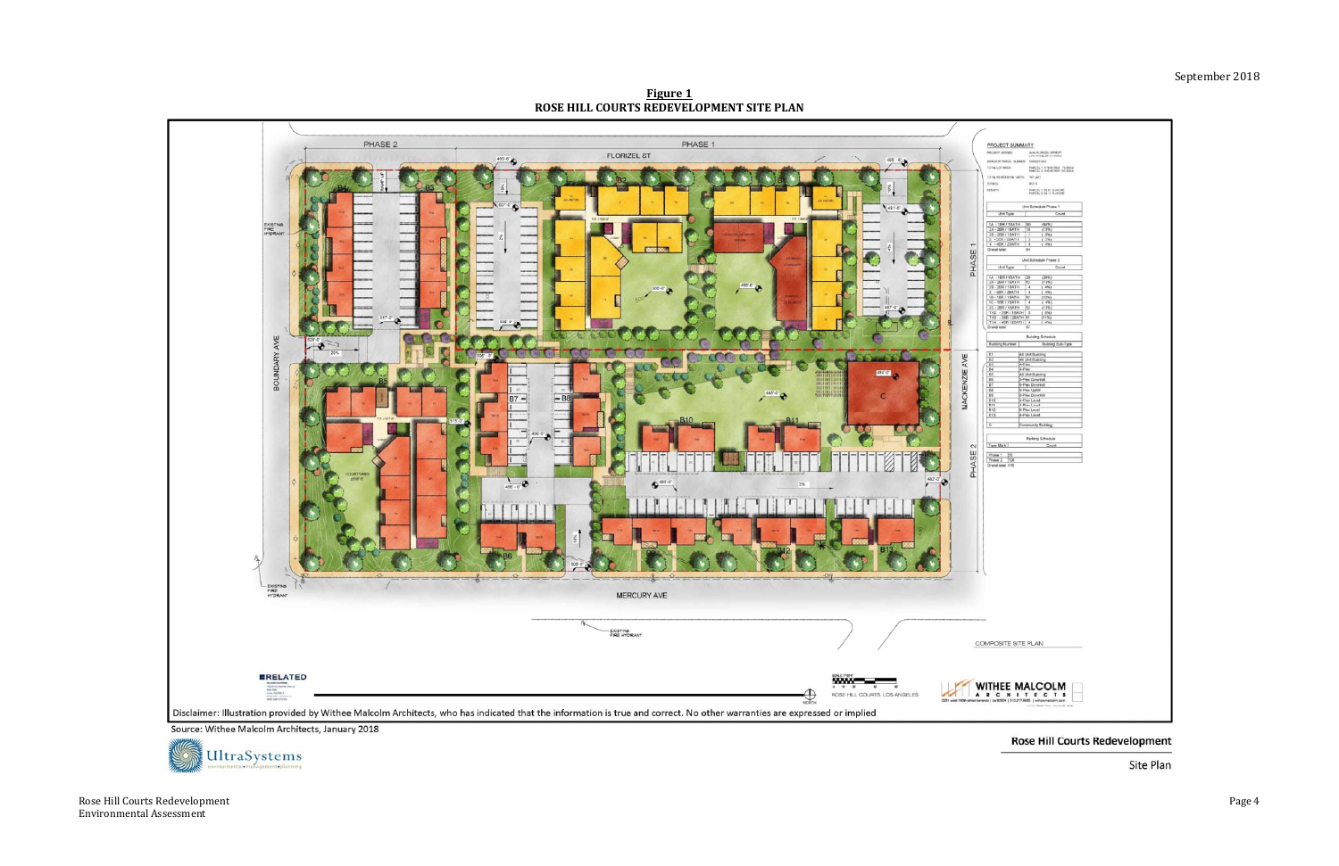**Figure 1**
**ROSE HILL COURTS REDEVELOPMENT SITE PLAN**

Disclaimer: Illustration provided by Withee Malcolm Architects, who has indicated that the information is true and correct. No other warranties are expressed or implied

Source: Withee Malcolm Architects, January 2018

Rose Hill Courts Redevelopment

Site Plan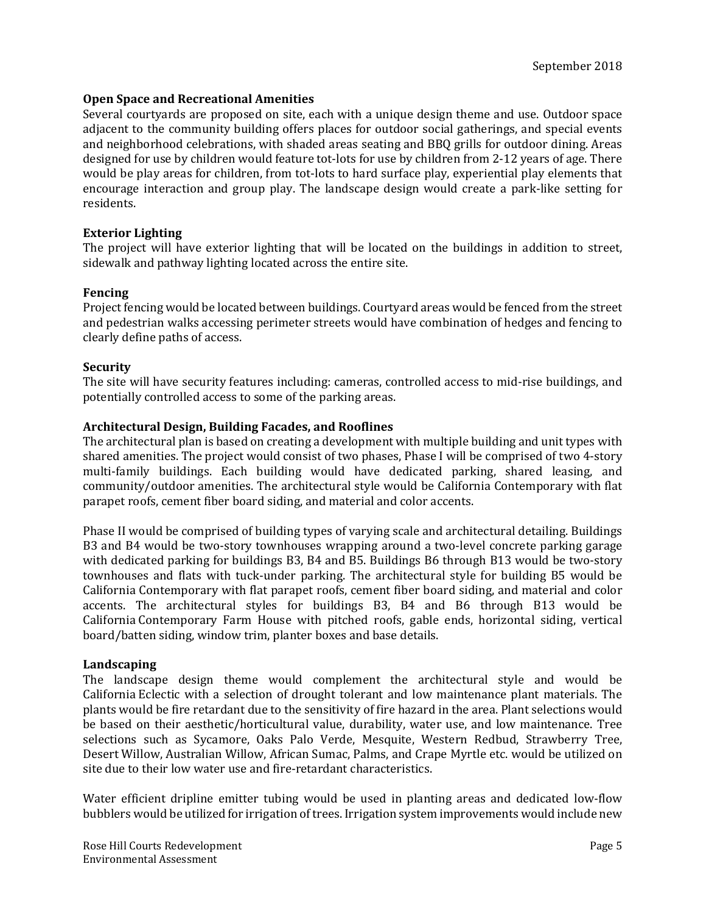### Open Space and Recreational Amenities

Several courtyards are proposed on site, each with a unique design theme and use. Outdoor space adjacent to the community building offers places for outdoor social gatherings, and special events and neighborhood celebrations, with shaded areas seating and BBQ grills for outdoor dining. Areas designed for use by children would feature tot-lots for use by children from 2-12 years of age. There would be play areas for children, from tot-lots to hard surface play, experiential play elements that encourage interaction and group play. The landscape design would create a park-like setting for residents.

### Exterior Lighting

The project will have exterior lighting that will be located on the buildings in addition to street, sidewalk and pathway lighting located across the entire site.

### Fencing

Project fencing would be located between buildings. Courtyard areas would be fenced from the street and pedestrian walks accessing perimeter streets would have combination of hedges and fencing to clearly define paths of access.

### Security

The site will have security features including: cameras, controlled access to mid-rise buildings, and potentially controlled access to some of the parking areas.

### Architectural Design, Building Facades, and Rooflines

The architectural plan is based on creating a development with multiple building and unit types with shared amenities. The project would consist of two phases, Phase I will be comprised of two 4-story multi-family buildings. Each building would have dedicated parking, shared leasing, and community/outdoor amenities. The architectural style would be California Contemporary with flat parapet roofs, cement fiber board siding, and material and color accents.

Phase II would be comprised of building types of varying scale and architectural detailing. Buildings B3 and B4 would be two-story townhouses wrapping around a two-level concrete parking garage with dedicated parking for buildings B3, B4 and B5. Buildings B6 through B13 would be two-story townhouses and flats with tuck-under parking. The architectural style for building B5 would be California Contemporary with flat parapet roofs, cement fiber board siding, and material and color accents. The architectural styles for buildings B3, B4 and B6 through B13 would be California Contemporary Farm House with pitched roofs, gable ends, horizontal siding, vertical board/batten siding, window trim, planter boxes and base details.

### Landscaping

The landscape design theme would complement the architectural style and would be California Eclectic with a selection of drought tolerant and low maintenance plant materials. The plants would be fire retardant due to the sensitivity of fire hazard in the area. Plant selections would be based on their aesthetic/horticultural value, durability, water use, and low maintenance. Tree selections such as Sycamore, Oaks Palo Verde, Mesquite, Western Redbud, Strawberry Tree, Desert Willow, Australian Willow, African Sumac, Palms, and Crape Myrtle etc. would be utilized on site due to their low water use and fire-retardant characteristics.

Water efficient dripline emitter tubing would be used in planting areas and dedicated low-flow bubblers would be utilized for irrigation of trees. Irrigation system improvements would include new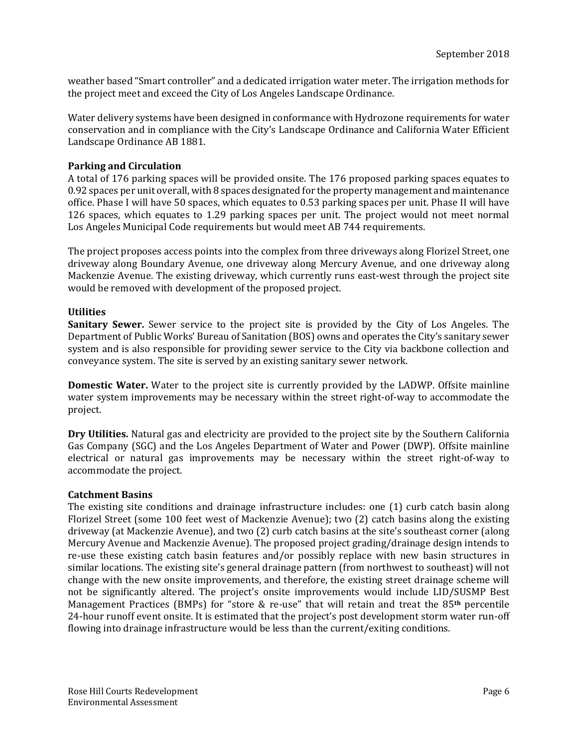weather based "Smart controller" and a dedicated irrigation water meter. The irrigation methods for the project meet and exceed the City of Los Angeles Landscape Ordinance.

Water delivery systems have been designed in conformance with Hydrozone requirements for water conservation and in compliance with the City's Landscape Ordinance and California Water Efficient Landscape Ordinance AB 1881.

**Parking and Circulation**

A total of 176 parking spaces will be provided onsite. The 176 proposed parking spaces equates to 0.92 spaces per unit overall, with 8 spaces designated for the property management and maintenance office. Phase I will have 50 spaces, which equates to 0.53 parking spaces per unit. Phase II will have 126 spaces, which equates to 1.29 parking spaces per unit. The project would not meet normal Los Angeles Municipal Code requirements but would meet AB 744 requirements.

The project proposes access points into the complex from three driveways along Florizel Street, one driveway along Boundary Avenue, one driveway along Mercury Avenue, and one driveway along Mackenzie Avenue. The existing driveway, which currently runs east-west through the project site would be removed with development of the proposed project.

**Utilities**

**Sanitary Sewer.** Sewer service to the project site is provided by the City of Los Angeles. The Department of Public Works' Bureau of Sanitation (BOS) owns and operates the City's sanitary sewer system and is also responsible for providing sewer service to the City via backbone collection and conveyance system. The site is served by an existing sanitary sewer network.

**Domestic Water.** Water to the project site is currently provided by the LADWP. Offsite mainline water system improvements may be necessary within the street right-of-way to accommodate the project.

**Dry Utilities.** Natural gas and electricity are provided to the project site by the Southern California Gas Company (SGC) and the Los Angeles Department of Water and Power (DWP). Offsite mainline electrical or natural gas improvements may be necessary within the street right-of-way to accommodate the project.

**Catchment Basins**

The existing site conditions and drainage infrastructure includes: one (1) curb catch basin along Florizel Street (some 100 feet west of Mackenzie Avenue); two (2) catch basins along the existing driveway (at Mackenzie Avenue), and two (2) curb catch basins at the site's southeast corner (along Mercury Avenue and Mackenzie Avenue). The proposed project grading/drainage design intends to re-use these existing catch basin features and/or possibly replace with new basin structures in similar locations. The existing site's general drainage pattern (from northwest to southeast) will not change with the new onsite improvements, and therefore, the existing street drainage scheme will not be significantly altered. The project's onsite improvements would include LID/SUSMP Best Management Practices (BMPs) for "store & re-use" that will retain and treat the 85th percentile 24-hour runoff event onsite. It is estimated that the project's post development storm water run-off flowing into drainage infrastructure would be less than the current/exiting conditions.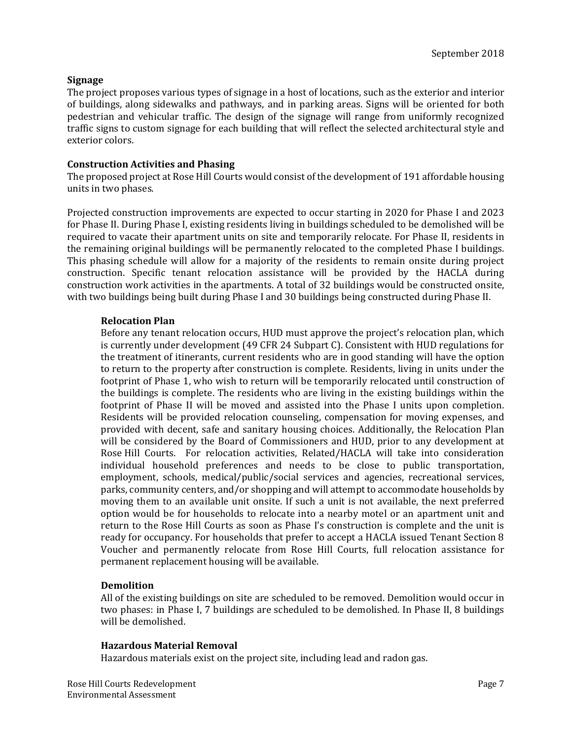**Signage**

The project proposes various types of signage in a host of locations, such as the exterior and interior of buildings, along sidewalks and pathways, and in parking areas. Signs will be oriented for both pedestrian and vehicular traffic. The design of the signage will range from uniformly recognized traffic signs to custom signage for each building that will reflect the selected architectural style and exterior colors.

**Construction Activities and Phasing**

The proposed project at Rose Hill Courts would consist of the development of 191 affordable housing units in two phases.

Projected construction improvements are expected to occur starting in 2020 for Phase I and 2023 for Phase II. During Phase I, existing residents living in buildings scheduled to be demolished will be required to vacate their apartment units on site and temporarily relocate. For Phase II, residents in the remaining original buildings will be permanently relocated to the completed Phase I buildings. This phasing schedule will allow for a majority of the residents to remain onsite during project construction. Specific tenant relocation assistance will be provided by the HACLA during construction work activities in the apartments. A total of 32 buildings would be constructed onsite, with two buildings being built during Phase I and 30 buildings being constructed during Phase II.

**Relocation Plan**

Before any tenant relocation occurs, HUD must approve the project's relocation plan, which is currently under development (49 CFR 24 Subpart C). Consistent with HUD regulations for the treatment of itinerants, current residents who are in good standing will have the option to return to the property after construction is complete. Residents, living in units under the footprint of Phase 1, who wish to return will be temporarily relocated until construction of the buildings is complete. The residents who are living in the existing buildings within the footprint of Phase II will be moved and assisted into the Phase I units upon completion. Residents will be provided relocation counseling, compensation for moving expenses, and provided with decent, safe and sanitary housing choices. Additionally, the Relocation Plan will be considered by the Board of Commissioners and HUD, prior to any development at Rose Hill Courts. For relocation activities, Related/HACLA will take into consideration individual household preferences and needs to be close to public transportation, employment, schools, medical/public/social services and agencies, recreational services, parks, community centers, and/or shopping and will attempt to accommodate households by moving them to an available unit onsite. If such a unit is not available, the next preferred option would be for households to relocate into a nearby motel or an apartment unit and return to the Rose Hill Courts as soon as Phase I's construction is complete and the unit is ready for occupancy. For households that prefer to accept a HACLA issued Tenant Section 8 Voucher and permanently relocate from Rose Hill Courts, full relocation assistance for permanent replacement housing will be available.

**Demolition**

All of the existing buildings on site are scheduled to be removed. Demolition would occur in two phases: in Phase I, 7 buildings are scheduled to be demolished. In Phase II, 8 buildings will be demolished.

**Hazardous Material Removal**

Hazardous materials exist on the project site, including lead and radon gas.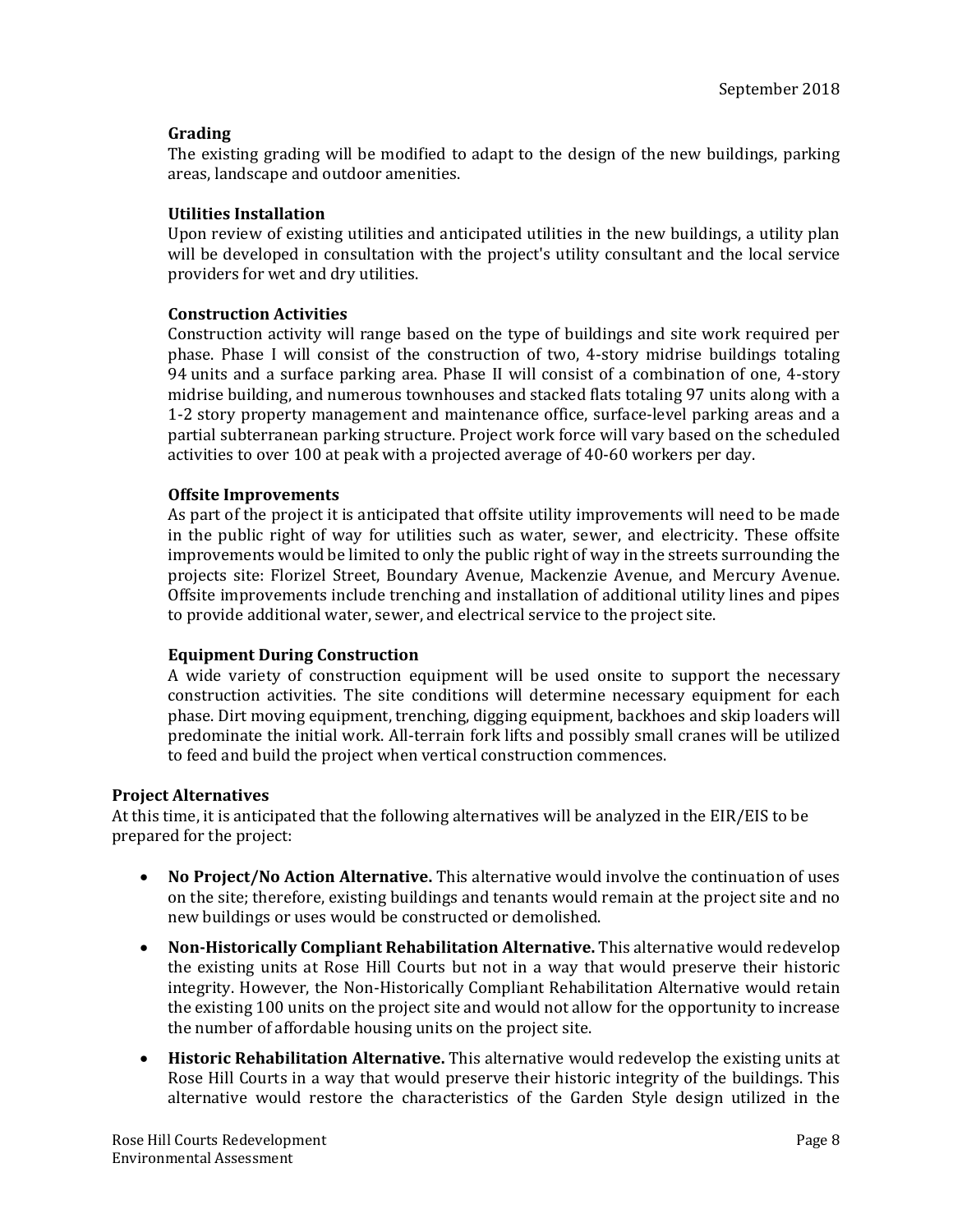**Grading**

The existing grading will be modified to adapt to the design of the new buildings, parking areas, landscape and outdoor amenities.

**Utilities Installation**

Upon review of existing utilities and anticipated utilities in the new buildings, a utility plan will be developed in consultation with the project's utility consultant and the local service providers for wet and dry utilities.

**Construction Activities**

Construction activity will range based on the type of buildings and site work required per phase. Phase I will consist of the construction of two, 4-story midrise buildings totaling 94 units and a surface parking area. Phase II will consist of a combination of one, 4-story midrise building, and numerous townhouses and stacked flats totaling 97 units along with a 1-2 story property management and maintenance office, surface-level parking areas and a partial subterranean parking structure. Project work force will vary based on the scheduled activities to over 100 at peak with a projected average of 40-60 workers per day.

**Offsite Improvements**

As part of the project it is anticipated that offsite utility improvements will need to be made in the public right of way for utilities such as water, sewer, and electricity. These offsite improvements would be limited to only the public right of way in the streets surrounding the projects site: Florizel Street, Boundary Avenue, Mackenzie Avenue, and Mercury Avenue. Offsite improvements include trenching and installation of additional utility lines and pipes to provide additional water, sewer, and electrical service to the project site.

**Equipment During Construction**

A wide variety of construction equipment will be used onsite to support the necessary construction activities. The site conditions will determine necessary equipment for each phase. Dirt moving equipment, trenching, digging equipment, backhoes and skip loaders will predominate the initial work. All-terrain fork lifts and possibly small cranes will be utilized to feed and build the project when vertical construction commences.

**Project Alternatives**

At this time, it is anticipated that the following alternatives will be analyzed in the EIR/EIS to be prepared for the project:

- **No Project/No Action Alternative.** This alternative would involve the continuation of uses on the site; therefore, existing buildings and tenants would remain at the project site and no new buildings or uses would be constructed or demolished.
- **Non-Historically Compliant Rehabilitation Alternative.** This alternative would redevelop the existing units at Rose Hill Courts but not in a way that would preserve their historic integrity. However, the Non-Historically Compliant Rehabilitation Alternative would retain the existing 100 units on the project site and would not allow for the opportunity to increase the number of affordable housing units on the project site.
- **Historic Rehabilitation Alternative.** This alternative would redevelop the existing units at Rose Hill Courts in a way that would preserve their historic integrity of the buildings. This alternative would restore the characteristics of the Garden Style design utilized in the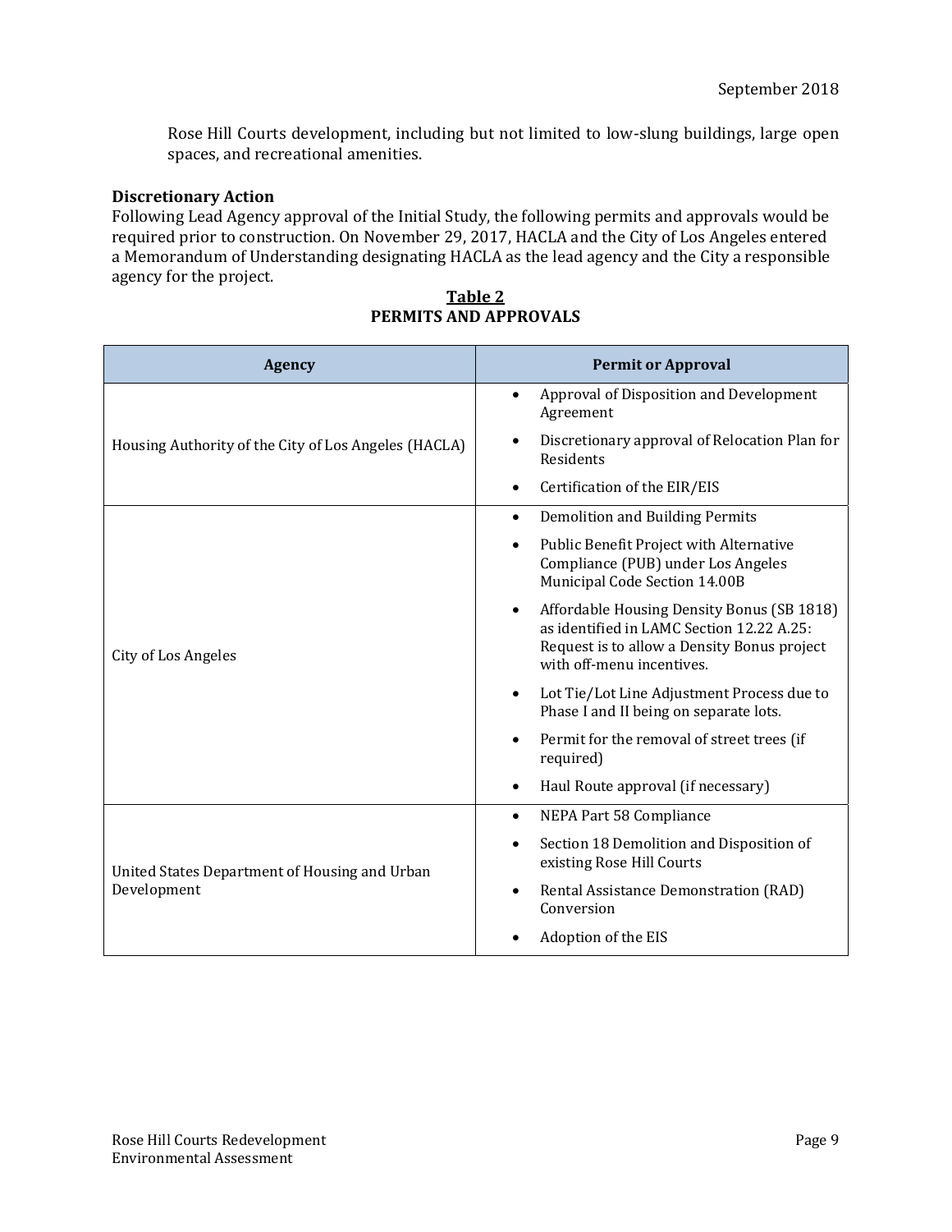Rose Hill Courts development, including but not limited to low-slung buildings, large open spaces, and recreational amenities.

**Discretionary Action**

Following Lead Agency approval of the Initial Study, the following permits and approvals would be required prior to construction. On November 29, 2017, HACLA and the City of Los Angeles entered a Memorandum of Understanding designating HACLA as the lead agency and the City a responsible agency for the project.

**Table 2**
**PERMITS AND APPROVALS**

| Agency | Permit or Approval |
|---|---|
| Housing Authority of the City of Los Angeles (HACLA) | • Approval of Disposition and Development Agreement<br>• Discretionary approval of Relocation Plan for Residents<br>• Certification of the EIR/EIS |
| City of Los Angeles | • Demolition and Building Permits<br>• Public Benefit Project with Alternative Compliance (PUB) under Los Angeles Municipal Code Section 14.00B<br>• Affordable Housing Density Bonus (SB 1818) as identified in LAMC Section 12.22 A.25: Request is to allow a Density Bonus project with off-menu incentives.<br>• Lot Tie/Lot Line Adjustment Process due to Phase I and II being on separate lots.<br>• Permit for the removal of street trees (if required)<br>• Haul Route approval (if necessary) |
| United States Department of Housing and Urban Development | • NEPA Part 58 Compliance<br>• Section 18 Demolition and Disposition of existing Rose Hill Courts<br>• Rental Assistance Demonstration (RAD) Conversion<br>• Adoption of the EIS |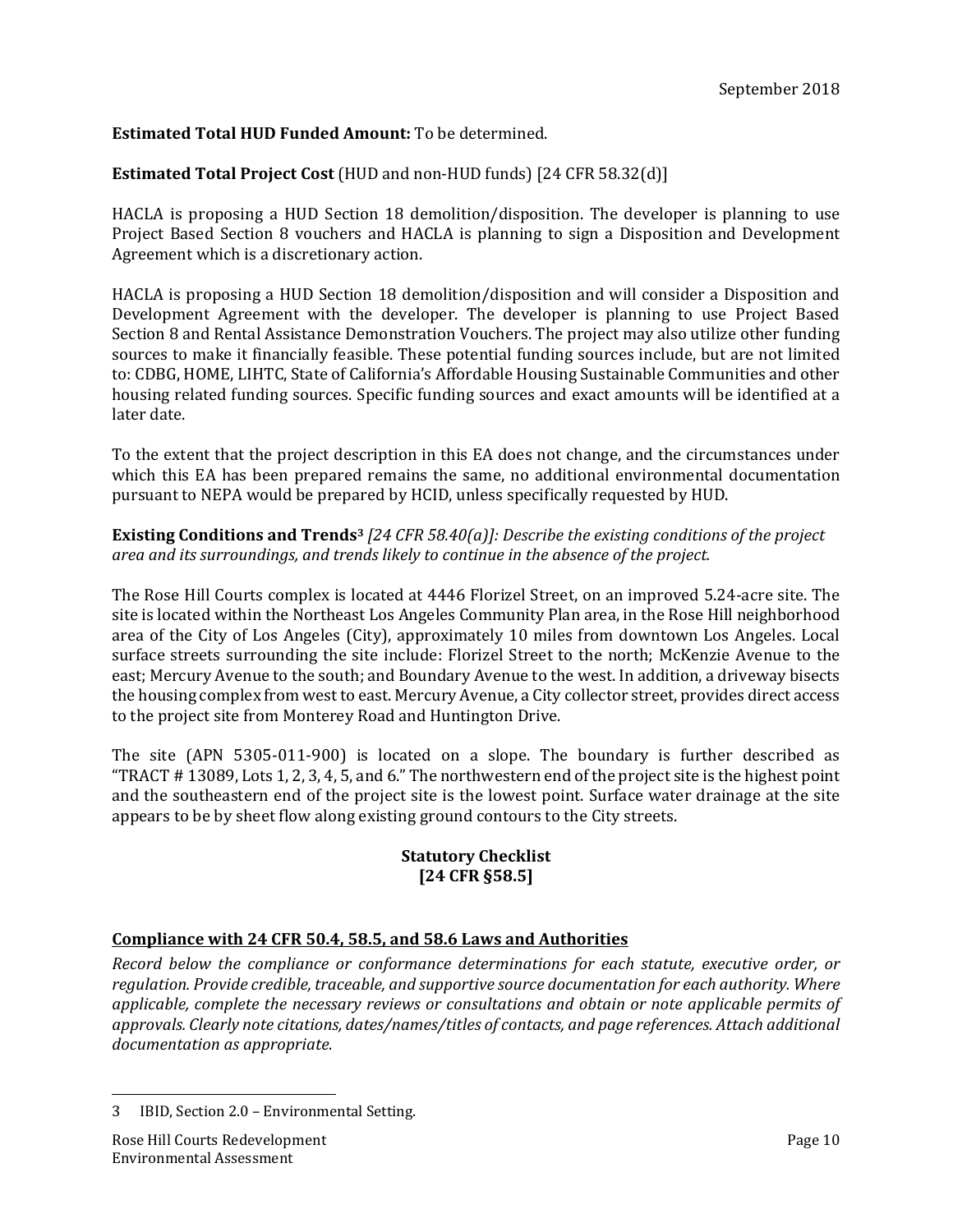**Estimated Total HUD Funded Amount:** To be determined.

**Estimated Total Project Cost** (HUD and non-HUD funds) [24 CFR 58.32(d)]

HACLA is proposing a HUD Section 18 demolition/disposition. The developer is planning to use Project Based Section 8 vouchers and HACLA is planning to sign a Disposition and Development Agreement which is a discretionary action.

HACLA is proposing a HUD Section 18 demolition/disposition and will consider a Disposition and Development Agreement with the developer. The developer is planning to use Project Based Section 8 and Rental Assistance Demonstration Vouchers. The project may also utilize other funding sources to make it financially feasible. These potential funding sources include, but are not limited to: CDBG, HOME, LIHTC, State of California's Affordable Housing Sustainable Communities and other housing related funding sources. Specific funding sources and exact amounts will be identified at a later date.

To the extent that the project description in this EA does not change, and the circumstances under which this EA has been prepared remains the same, no additional environmental documentation pursuant to NEPA would be prepared by HCID, unless specifically requested by HUD.

**Existing Conditions and Trends**[3] *[24 CFR 58.40(a)]: Describe the existing conditions of the project area and its surroundings, and trends likely to continue in the absence of the project.*

The Rose Hill Courts complex is located at 4446 Florizel Street, on an improved 5.24-acre site. The site is located within the Northeast Los Angeles Community Plan area, in the Rose Hill neighborhood area of the City of Los Angeles (City), approximately 10 miles from downtown Los Angeles. Local surface streets surrounding the site include: Florizel Street to the north; McKenzie Avenue to the east; Mercury Avenue to the south; and Boundary Avenue to the west. In addition, a driveway bisects the housing complex from west to east. Mercury Avenue, a City collector street, provides direct access to the project site from Monterey Road and Huntington Drive.

The site (APN 5305-011-900) is located on a slope. The boundary is further described as "TRACT # 13089, Lots 1, 2, 3, 4, 5, and 6." The northwestern end of the project site is the highest point and the southeastern end of the project site is the lowest point. Surface water drainage at the site appears to be by sheet flow along existing ground contours to the City streets.

**Statistical Checklist**

**Statutory Checklist**
**[24 CFR §58.5]**

## Compliance with 24 CFR 50.4, 58.5, and 58.6 Laws and Authorities

*Record below the compliance or conformance determinations for each statute, executive order, or regulation. Provide credible, traceable, and supportive source documentation for each authority. Where applicable, complete the necessary reviews or consultations and obtain or note applicable permits of approvals. Clearly note citations, dates/names/titles of contacts, and page references. Attach additional documentation as appropriate.*

---

3 IBID, Section 2.0 – Environmental Setting.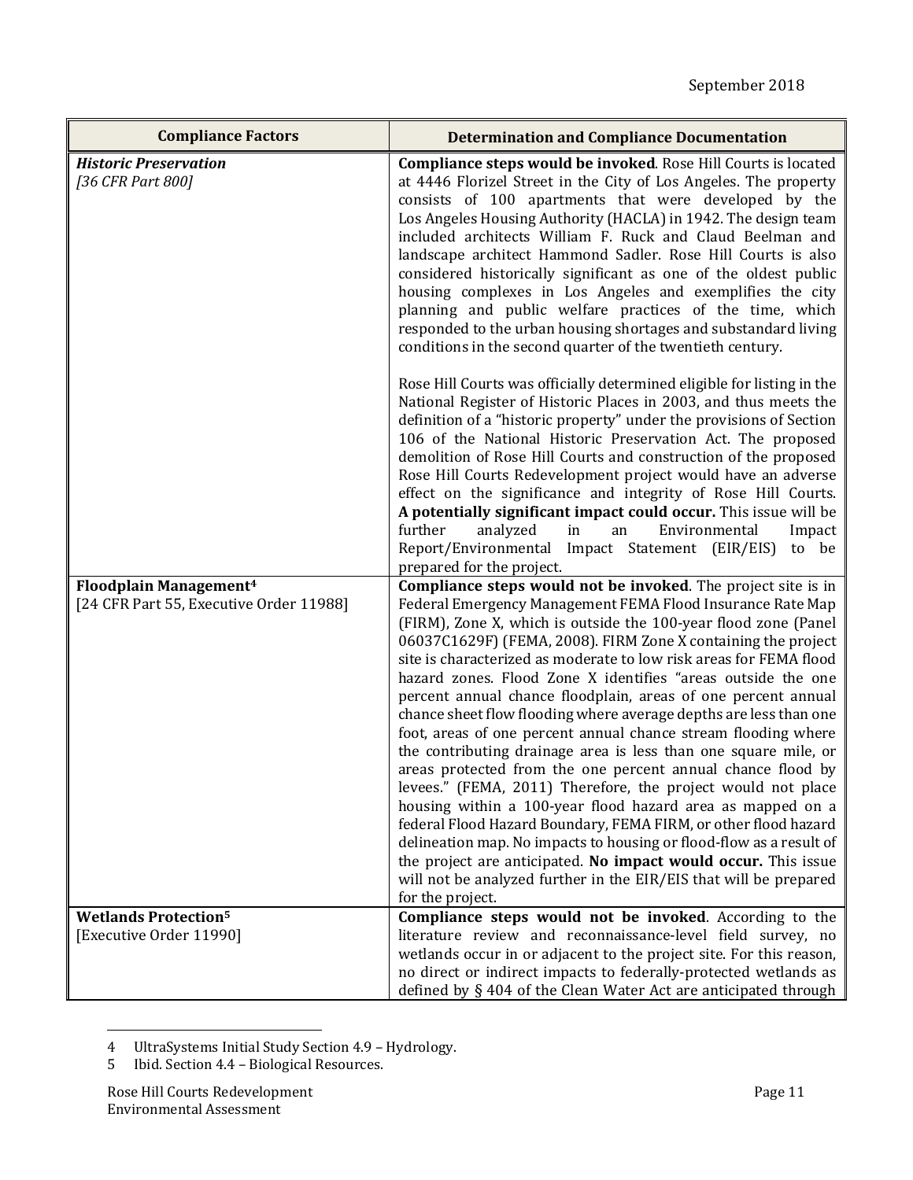| Compliance Factors | Determination and Compliance Documentation |
|---|---|
| ***Historic Preservation***<br>*[36 CFR Part 800]* | **Compliance steps would be invoked**. Rose Hill Courts is located at 4446 Florizel Street in the City of Los Angeles. The property consists of 100 apartments that were developed by the Los Angeles Housing Authority (HACLA) in 1942. The design team included architects William F. Ruck and Claud Beelman and landscape architect Hammond Sadler. Rose Hill Courts is also considered historically significant as one of the oldest public housing complexes in Los Angeles and exemplifies the city planning and public welfare practices of the time, which responded to the urban housing shortages and substandard living conditions in the second quarter of the twentieth century.<br><br>Rose Hill Courts was officially determined eligible for listing in the National Register of Historic Places in 2003, and thus meets the definition of a "historic property" under the provisions of Section 106 of the National Historic Preservation Act. The proposed demolition of Rose Hill Courts and construction of the proposed Rose Hill Courts Redevelopment project would have an adverse effect on the significance and integrity of Rose Hill Courts. **A potentially significant impact could occur.** This issue will be further analyzed in an Environmental Impact Report/Environmental Impact Statement (EIR/EIS) to be prepared for the project. |
| **Floodplain Management[4]**<br>[24 CFR Part 55, Executive Order 11988] | **Compliance steps would not be invoked**. The project site is in Federal Emergency Management FEMA Flood Insurance Rate Map (FIRM), Zone X, which is outside the 100-year flood zone (Panel 06037C1629F) (FEMA, 2008). FIRM Zone X containing the project site is characterized as moderate to low risk areas for FEMA flood hazard zones. Flood Zone X identifies "areas outside the one percent annual chance floodplain, areas of one percent annual chance sheet flow flooding where average depths are less than one foot, areas of one percent annual chance stream flooding where the contributing drainage area is less than one square mile, or areas protected from the one percent annual chance flood by levees." (FEMA, 2011) Therefore, the project would not place housing within a 100-year flood hazard area as mapped on a federal Flood Hazard Boundary, FEMA FIRM, or other flood hazard delineation map. No impacts to housing or flood-flow as a result of the project are anticipated. **No impact would occur.** This issue will not be analyzed further in the EIR/EIS that will be prepared for the project. |
| **Wetlands Protection[5]**<br>[Executive Order 11990] | **Compliance steps would not be invoked**. According to the literature review and reconnaissance-level field survey, no wetlands occur in or adjacent to the project site. For this reason, no direct or indirect impacts to federally-protected wetlands as defined by § 404 of the Clean Water Act are anticipated through |

4 UltraSystems Initial Study Section 4.9 – Hydrology.

5 Ibid. Section 4.4 – Biological Resources.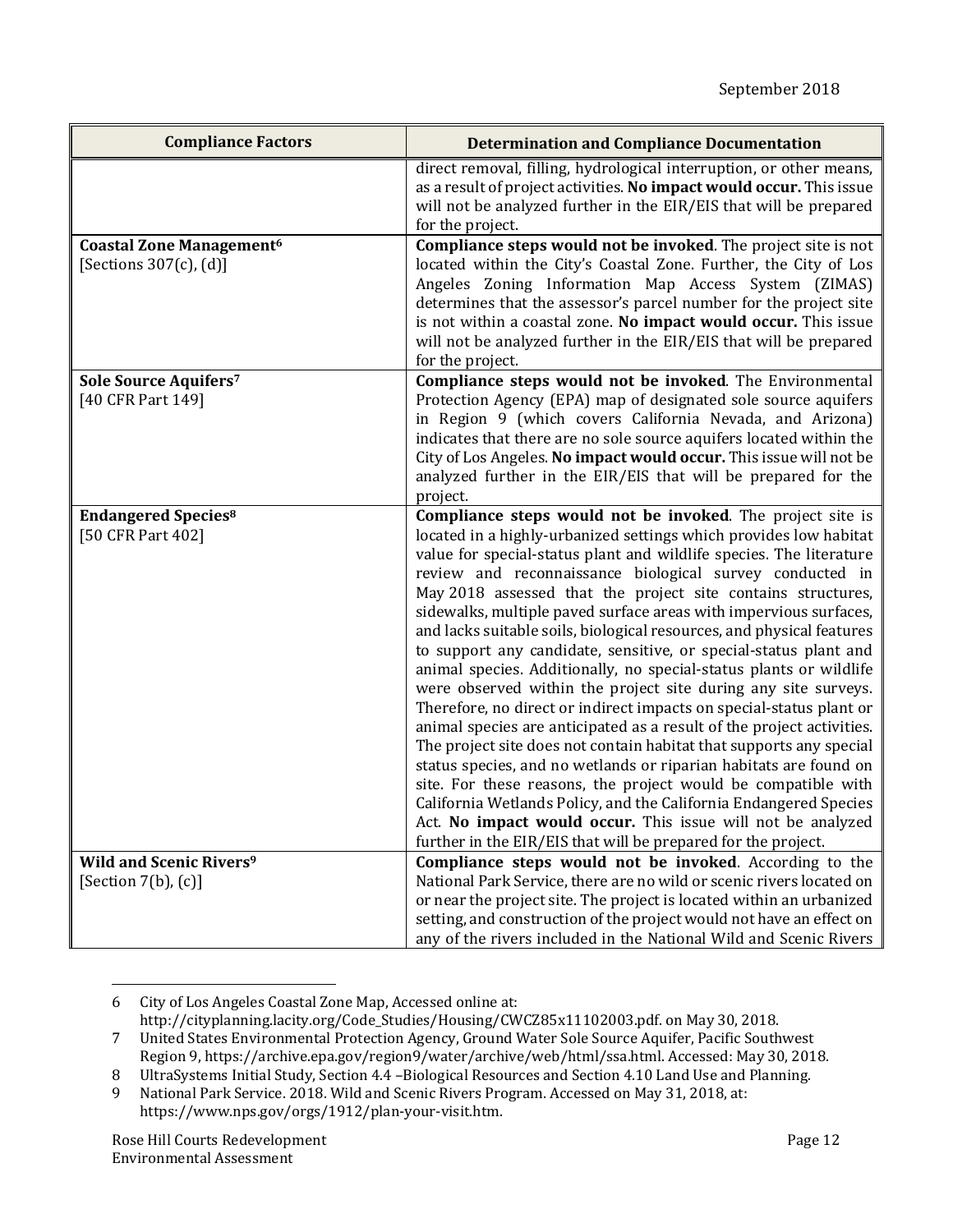| Compliance Factors | Determination and Compliance Documentation |
| --- | --- |
| | direct removal, filling, hydrological interruption, or other means, as a result of project activities. **No impact would occur.** This issue will not be analyzed further in the EIR/EIS that will be prepared for the project. |
| **Coastal Zone Management**[6] [Sections 307(c), (d)] | **Compliance steps would not be invoked**. The project site is not located within the City's Coastal Zone. Further, the City of Los Angeles Zoning Information Map Access System (ZIMAS) determines that the assessor's parcel number for the project site is not within a coastal zone. **No impact would occur.** This issue will not be analyzed further in the EIR/EIS that will be prepared for the project. |
| **Sole Source Aquifers**[7] [40 CFR Part 149] | **Compliance steps would not be invoked**. The Environmental Protection Agency (EPA) map of designated sole source aquifers in Region 9 (which covers California Nevada, and Arizona) indicates that there are no sole source aquifers located within the City of Los Angeles. **No impact would occur.** This issue will not be analyzed further in the EIR/EIS that will be prepared for the project. |
| **Endangered Species**[8] [50 CFR Part 402] | **Compliance steps would not be invoked**. The project site is located in a highly-urbanized settings which provides low habitat value for special-status plant and wildlife species. The literature review and reconnaissance biological survey conducted in May 2018 assessed that the project site contains structures, sidewalks, multiple paved surface areas with impervious surfaces, and lacks suitable soils, biological resources, and physical features to support any candidate, sensitive, or special-status plant and animal species. Additionally, no special-status plants or wildlife were observed within the project site during any site surveys. Therefore, no direct or indirect impacts on special-status plant or animal species are anticipated as a result of the project activities. The project site does not contain habitat that supports any special status species, and no wetlands or riparian habitats are found on site. For these reasons, the project would be compatible with California Wetlands Policy, and the California Endangered Species Act. **No impact would occur.** This issue will not be analyzed further in the EIR/EIS that will be prepared for the project. |
| **Wild and Scenic Rivers**[9] [Section 7(b), (c)] | **Compliance steps would not be invoked**. According to the National Park Service, there are no wild or scenic rivers located on or near the project site. The project is located within an urbanized setting, and construction of the project would not have an effect on any of the rivers included in the National Wild and Scenic Rivers |

6 City of Los Angeles Coastal Zone Map, Accessed online at: http://cityplanning.lacity.org/Code_Studies/Housing/CWCZ85x11102003.pdf. on May 30, 2018.

7 United States Environmental Protection Agency, Ground Water Sole Source Aquifer, Pacific Southwest Region 9, https://archive.epa.gov/region9/water/archive/web/html/ssa.html. Accessed: May 30, 2018.

8 UltraSystems Initial Study, Section 4.4 –Biological Resources and Section 4.10 Land Use and Planning.

9 National Park Service. 2018. Wild and Scenic Rivers Program. Accessed on May 31, 2018, at: https://www.nps.gov/orgs/1912/plan-your-visit.htm.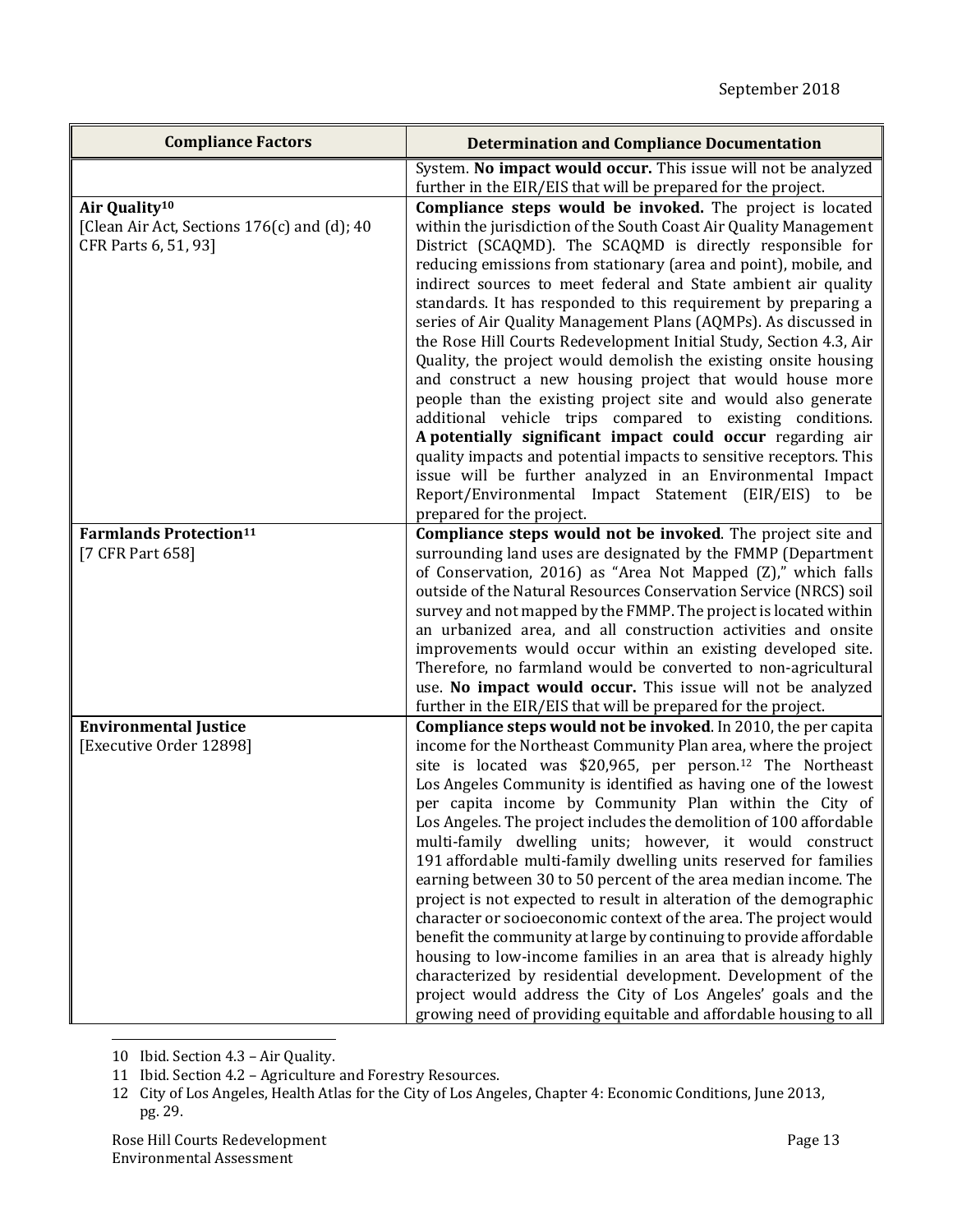| Compliance Factors | Determination and Compliance Documentation |
|---|---|
| | System. **No impact would occur.** This issue will not be analyzed further in the EIR/EIS that will be prepared for the project. |
| **Air Quality**[10] [Clean Air Act, Sections 176(c) and (d); 40 CFR Parts 6, 51, 93] | **Compliance steps would be invoked.** The project is located within the jurisdiction of the South Coast Air Quality Management District (SCAQMD). The SCAQMD is directly responsible for reducing emissions from stationary (area and point), mobile, and indirect sources to meet federal and State ambient air quality standards. It has responded to this requirement by preparing a series of Air Quality Management Plans (AQMPs). As discussed in the Rose Hill Courts Redevelopment Initial Study, Section 4.3, Air Quality, the project would demolish the existing onsite housing and construct a new housing project that would house more people than the existing project site and would also generate additional vehicle trips compared to existing conditions. **A potentially significant impact could occur** regarding air quality impacts and potential impacts to sensitive receptors. This issue will be further analyzed in an Environmental Impact Report/Environmental Impact Statement (EIR/EIS) to be prepared for the project. |
| **Farmlands Protection**[11] [7 CFR Part 658] | **Compliance steps would not be invoked**. The project site and surrounding land uses are designated by the FMMP (Department of Conservation, 2016) as "Area Not Mapped (Z)," which falls outside of the Natural Resources Conservation Service (NRCS) soil survey and not mapped by the FMMP. The project is located within an urbanized area, and all construction activities and onsite improvements would occur within an existing developed site. Therefore, no farmland would be converted to non-agricultural use. **No impact would occur.** This issue will not be analyzed further in the EIR/EIS that will be prepared for the project. |
| **Environmental Justice** [Executive Order 12898] | **Compliance steps would not be invoked**. In 2010, the per capita income for the Northeast Community Plan area, where the project site is located was $20,965, per person.[12] The Northeast Los Angeles Community is identified as having one of the lowest per capita income by Community Plan within the City of Los Angeles. The project includes the demolition of 100 affordable multi-family dwelling units; however, it would construct 191 affordable multi-family dwelling units reserved for families earning between 30 to 50 percent of the area median income. The project is not expected to result in alteration of the demographic character or socioeconomic context of the area. The project would benefit the community at large by continuing to provide affordable housing to low-income families in an area that is already highly characterized by residential development. Development of the project would address the City of Los Angeles' goals and the growing need of providing equitable and affordable housing to all |

10 Ibid. Section 4.3 – Air Quality.

11 Ibid. Section 4.2 – Agriculture and Forestry Resources.

12 City of Los Angeles, Health Atlas for the City of Los Angeles, Chapter 4: Economic Conditions, June 2013, pg. 29.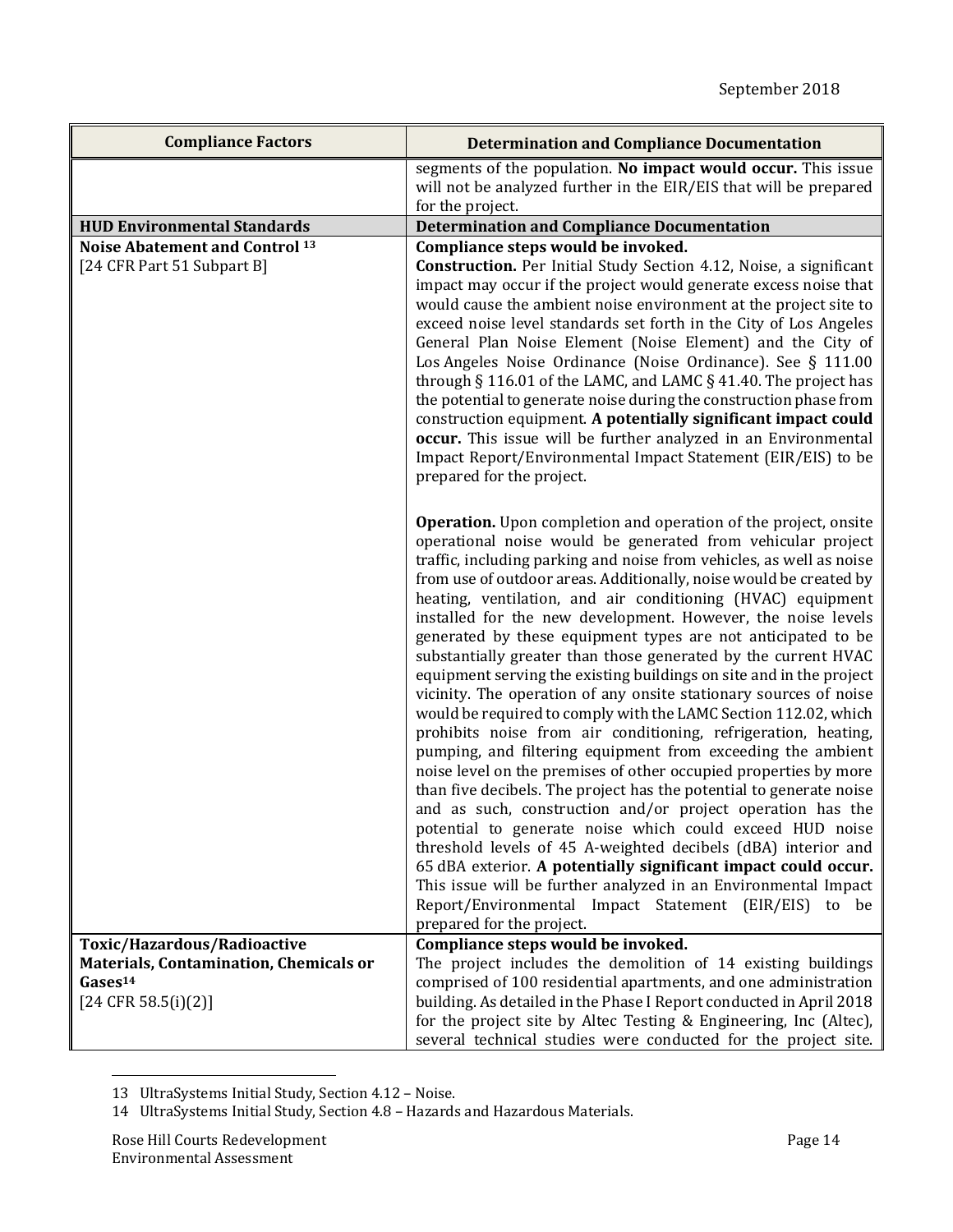| Compliance Factors | Determination and Compliance Documentation |
|---|---|
| | segments of the population. **No impact would occur.** This issue will not be analyzed further in the EIR/EIS that will be prepared for the project. |
| **HUD Environmental Standards** | **Determination and Compliance Documentation** |
| **Noise Abatement and Control** [13]<br>[24 CFR Part 51 Subpart B] | **Compliance steps would be invoked.**<br>**Construction.** Per Initial Study Section 4.12, Noise, a significant impact may occur if the project would generate excess noise that would cause the ambient noise environment at the project site to exceed noise level standards set forth in the City of Los Angeles General Plan Noise Element (Noise Element) and the City of Los Angeles Noise Ordinance (Noise Ordinance). See § 111.00 through § 116.01 of the LAMC, and LAMC § 41.40. The project has the potential to generate noise during the construction phase from construction equipment. **A potentially significant impact could occur.** This issue will be further analyzed in an Environmental Impact Report/Environmental Impact Statement (EIR/EIS) to be prepared for the project.<br><br>**Operation.** Upon completion and operation of the project, onsite operational noise would be generated from vehicular project traffic, including parking and noise from vehicles, as well as noise from use of outdoor areas. Additionally, noise would be created by heating, ventilation, and air conditioning (HVAC) equipment installed for the new development. However, the noise levels generated by these equipment types are not anticipated to be substantially greater than those generated by the current HVAC equipment serving the existing buildings on site and in the project vicinity. The operation of any onsite stationary sources of noise would be required to comply with the LAMC Section 112.02, which prohibits noise from air conditioning, refrigeration, heating, pumping, and filtering equipment from exceeding the ambient noise level on the premises of other occupied properties by more than five decibels. The project has the potential to generate noise and as such, construction and/or project operation has the potential to generate noise which could exceed HUD noise threshold levels of 45 A-weighted decibels (dBA) interior and 65 dBA exterior. **A potentially significant impact could occur.** This issue will be further analyzed in an Environmental Impact Report/Environmental Impact Statement (EIR/EIS) to be prepared for the project. |
| **Toxic/Hazardous/Radioactive Materials, Contamination, Chemicals or Gases**[14]<br>[24 CFR 58.5(i)(2)] | **Compliance steps would be invoked.**<br>The project includes the demolition of 14 existing buildings comprised of 100 residential apartments, and one administration building. As detailed in the Phase I Report conducted in April 2018 for the project site by Altec Testing & Engineering, Inc (Altec), several technical studies were conducted for the project site. |

13 UltraSystems Initial Study, Section 4.12 – Noise.

14 UltraSystems Initial Study, Section 4.8 – Hazards and Hazardous Materials.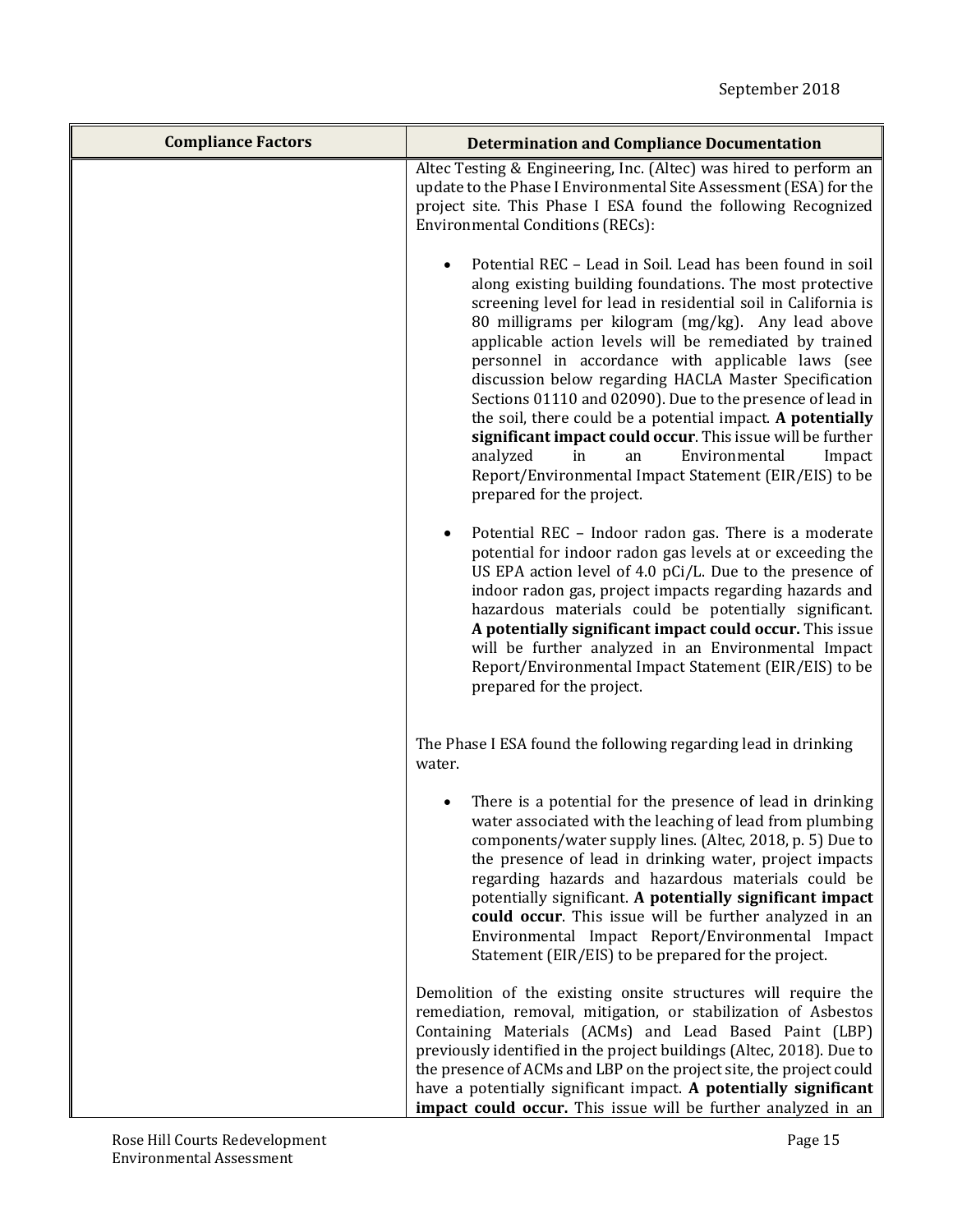| Compliance Factors | Determination and Compliance Documentation |
|---|---|
| | Altec Testing & Engineering, Inc. (Altec) was hired to perform an update to the Phase I Environmental Site Assessment (ESA) for the project site. This Phase I ESA found the following Recognized Environmental Conditions (RECs):<br><br>• Potential REC – Lead in Soil. Lead has been found in soil along existing building foundations. The most protective screening level for lead in residential soil in California is 80 milligrams per kilogram (mg/kg). Any lead above applicable action levels will be remediated by trained personnel in accordance with applicable laws (see discussion below regarding HACLA Master Specification Sections 01110 and 02090). Due to the presence of lead in the soil, there could be a potential impact. **A potentially significant impact could occur**. This issue will be further analyzed in an Environmental Impact Report/Environmental Impact Statement (EIR/EIS) to be prepared for the project.<br><br>• Potential REC – Indoor radon gas. There is a moderate potential for indoor radon gas levels at or exceeding the US EPA action level of 4.0 pCi/L. Due to the presence of indoor radon gas, project impacts regarding hazards and hazardous materials could be potentially significant. **A potentially significant impact could occur.** This issue will be further analyzed in an Environmental Impact Report/Environmental Impact Statement (EIR/EIS) to be prepared for the project.<br><br>The Phase I ESA found the following regarding lead in drinking water.<br><br>• There is a potential for the presence of lead in drinking water associated with the leaching of lead from plumbing components/water supply lines. (Altec, 2018, p. 5) Due to the presence of lead in drinking water, project impacts regarding hazards and hazardous materials could be potentially significant. **A potentially significant impact could occur**. This issue will be further analyzed in an Environmental Impact Report/Environmental Impact Statement (EIR/EIS) to be prepared for the project.<br><br>Demolition of the existing onsite structures will require the remediation, removal, mitigation, or stabilization of Asbestos Containing Materials (ACMs) and Lead Based Paint (LBP) previously identified in the project buildings (Altec, 2018). Due to the presence of ACMs and LBP on the project site, the project could have a potentially significant impact. **A potentially significant impact could occur.** This issue will be further analyzed in an |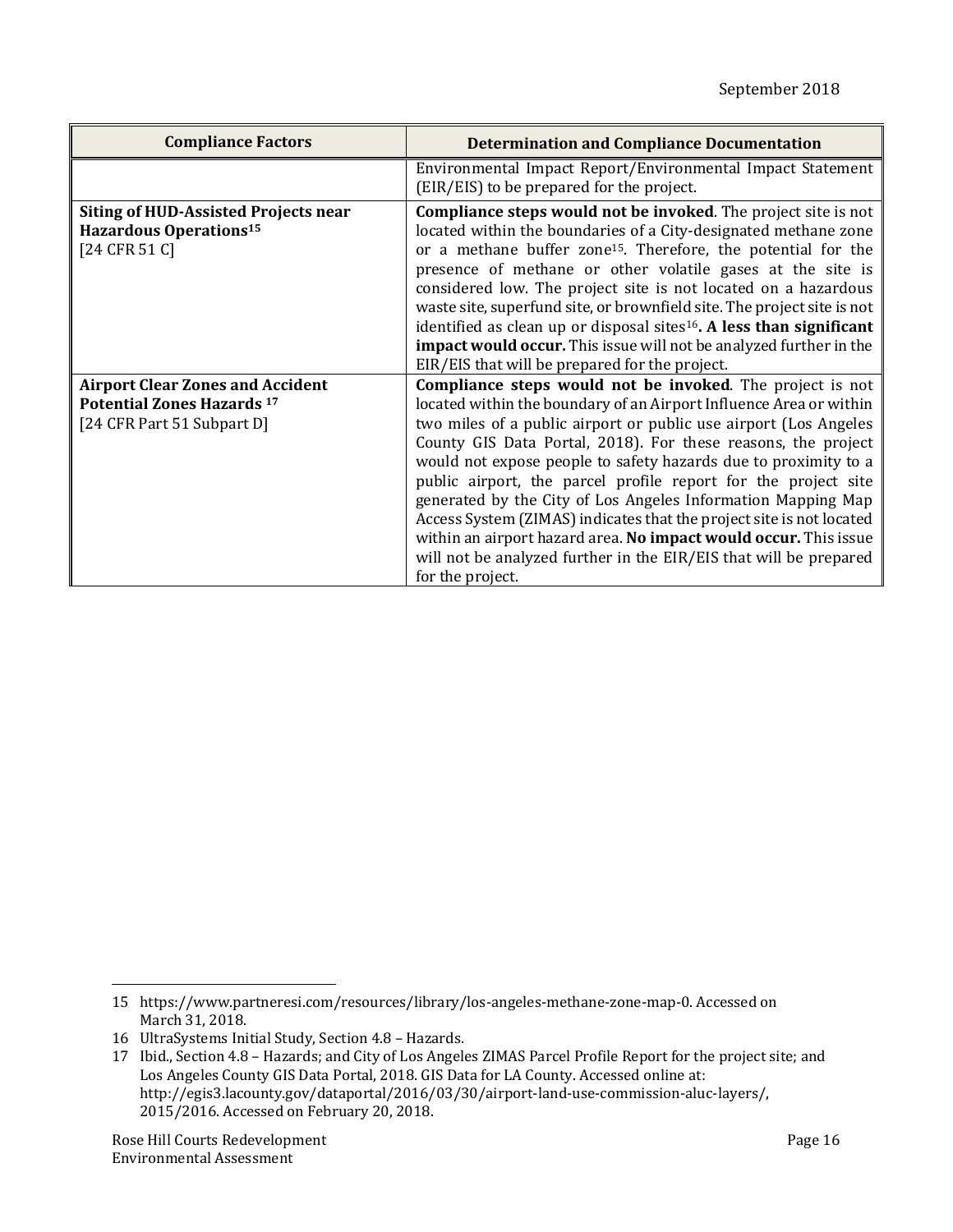| Compliance Factors | Determination and Compliance Documentation |
|---|---|
| | Environmental Impact Report/Environmental Impact Statement (EIR/EIS) to be prepared for the project. |
| **Siting of HUD-Assisted Projects near Hazardous Operations**[15] [24 CFR 51 C] | **Compliance steps would not be invoked**. The project site is not located within the boundaries of a City-designated methane zone or a methane buffer zone[15]. Therefore, the potential for the presence of methane or other volatile gases at the site is considered low. The project site is not located on a hazardous waste site, superfund site, or brownfield site. The project site is not identified as clean up or disposal sites[16]**. A less than significant impact would occur.** This issue will not be analyzed further in the EIR/EIS that will be prepared for the project. |
| **Airport Clear Zones and Accident Potential Zones Hazards** [17] [24 CFR Part 51 Subpart D] | **Compliance steps would not be invoked**. The project is not located within the boundary of an Airport Influence Area or within two miles of a public airport or public use airport (Los Angeles County GIS Data Portal, 2018). For these reasons, the project would not expose people to safety hazards due to proximity to a public airport, the parcel profile report for the project site generated by the City of Los Angeles Information Mapping Map Access System (ZIMAS) indicates that the project site is not located within an airport hazard area. **No impact would occur.** This issue will not be analyzed further in the EIR/EIS that will be prepared for the project. |

15 https://www.partneresi.com/resources/library/los-angeles-methane-zone-map-0. Accessed on March 31, 2018.

16 UltraSystems Initial Study, Section 4.8 – Hazards.

17 Ibid., Section 4.8 – Hazards; and City of Los Angeles ZIMAS Parcel Profile Report for the project site; and Los Angeles County GIS Data Portal, 2018. GIS Data for LA County. Accessed online at: http://egis3.lacounty.gov/dataportal/2016/03/30/airport-land-use-commission-aluc-layers/, 2015/2016. Accessed on February 20, 2018.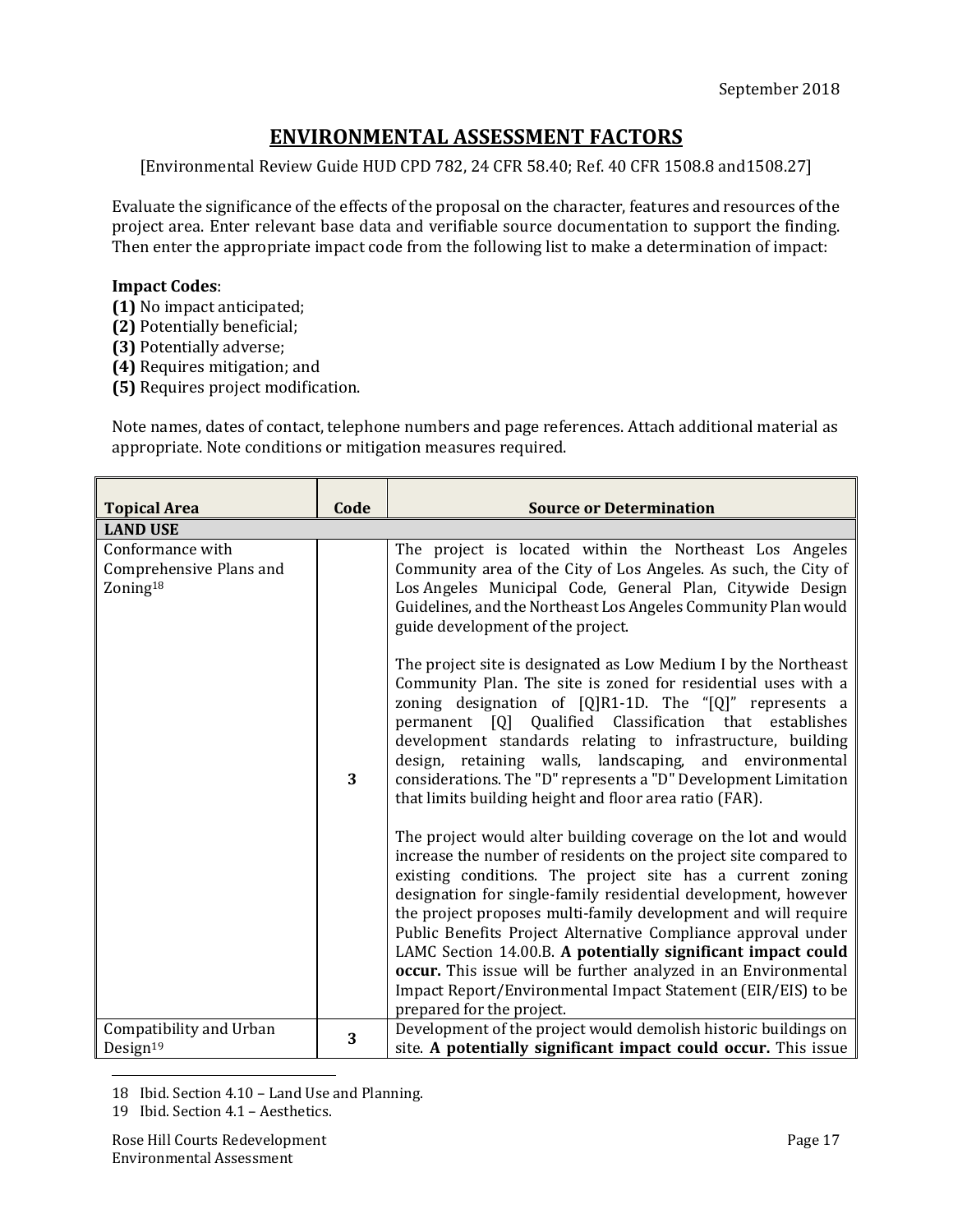September 2018

## ENVIRONMENTAL ASSESSMENT FACTORS

[Environmental Review Guide HUD CPD 782, 24 CFR 58.40; Ref. 40 CFR 1508.8 and1508.27]

Evaluate the significance of the effects of the proposal on the character, features and resources of the project area. Enter relevant base data and verifiable source documentation to support the finding. Then enter the appropriate impact code from the following list to make a determination of impact:

**Impact Codes**:
**(1)** No impact anticipated;
**(2)** Potentially beneficial;
**(3)** Potentially adverse;
**(4)** Requires mitigation; and
**(5)** Requires project modification.

Note names, dates of contact, telephone numbers and page references. Attach additional material as appropriate. Note conditions or mitigation measures required.

| Topical Area | Code | Source or Determination |
|---|---|---|
| **LAND USE** | | |
| Conformance with Comprehensive Plans and Zoning[18] | **3** | The project is located within the Northeast Los Angeles Community area of the City of Los Angeles. As such, the City of Los Angeles Municipal Code, General Plan, Citywide Design Guidelines, and the Northeast Los Angeles Community Plan would guide development of the project.<br><br>The project site is designated as Low Medium I by the Northeast Community Plan. The site is zoned for residential uses with a zoning designation of [Q]R1-1D. The "[Q]" represents a permanent [Q] Qualified Classification that establishes development standards relating to infrastructure, building design, retaining walls, landscaping, and environmental considerations. The "D" represents a "D" Development Limitation that limits building height and floor area ratio (FAR).<br><br>The project would alter building coverage on the lot and would increase the number of residents on the project site compared to existing conditions. The project site has a current zoning designation for single-family residential development, however the project proposes multi-family development and will require Public Benefits Project Alternative Compliance approval under LAMC Section 14.00.B. **A potentially significant impact could occur.** This issue will be further analyzed in an Environmental Impact Report/Environmental Impact Statement (EIR/EIS) to be prepared for the project. |
| Compatibility and Urban Design[19] | **3** | Development of the project would demolish historic buildings on site. **A potentially significant impact could occur.** This issue |

18 Ibid. Section 4.10 – Land Use and Planning.

19 Ibid. Section 4.1 – Aesthetics.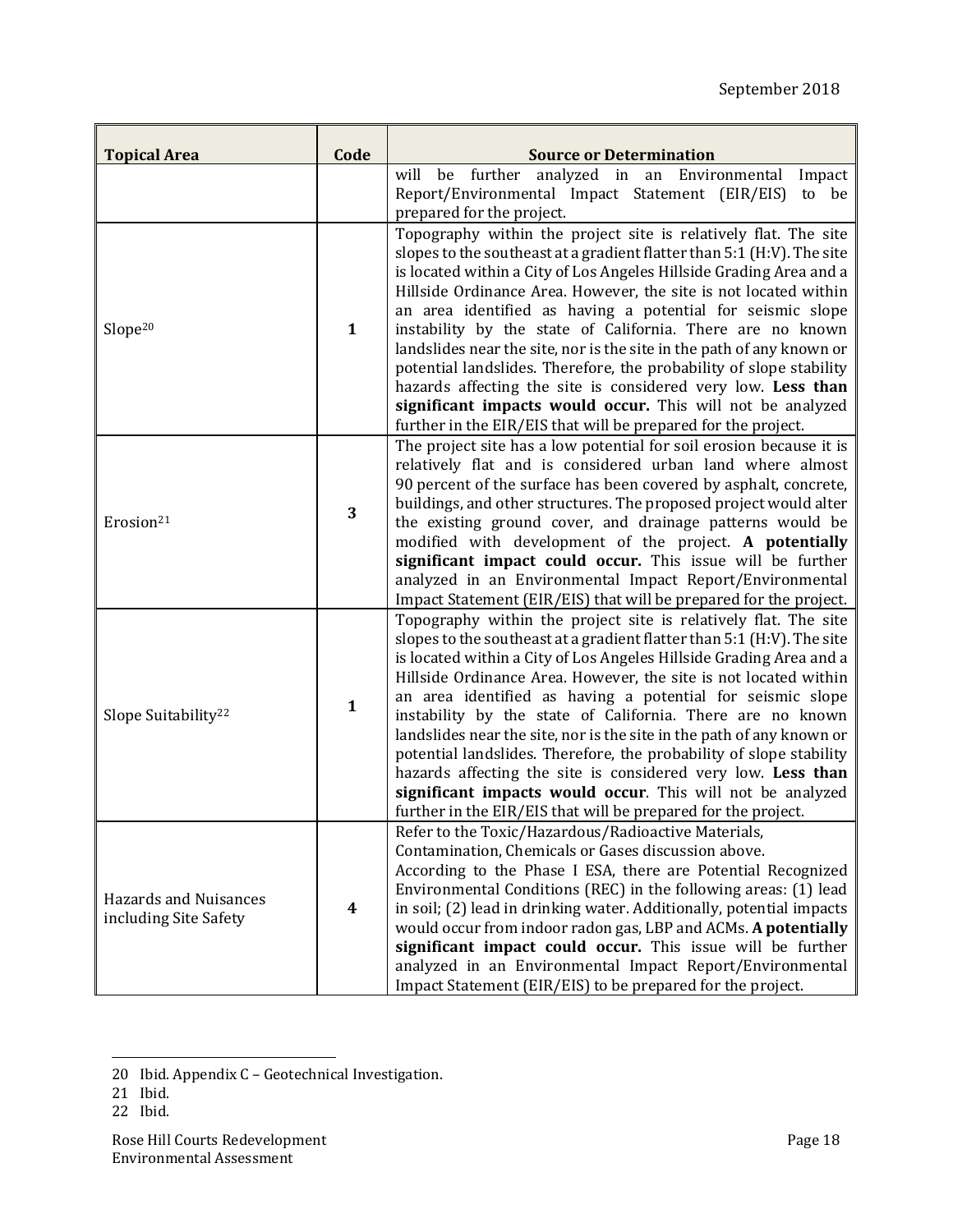| Topical Area | Code | Source or Determination |
| --- | --- | --- |
| | | will be further analyzed in an Environmental Impact Report/Environmental Impact Statement (EIR/EIS) to be prepared for the project. |
| Slope[20] | **1** | Topography within the project site is relatively flat. The site slopes to the southeast at a gradient flatter than 5:1 (H:V). The site is located within a City of Los Angeles Hillside Grading Area and a Hillside Ordinance Area. However, the site is not located within an area identified as having a potential for seismic slope instability by the state of California. There are no known landslides near the site, nor is the site in the path of any known or potential landslides. Therefore, the probability of slope stability hazards affecting the site is considered very low. **Less than significant impacts would occur.** This will not be analyzed further in the EIR/EIS that will be prepared for the project. |
| Erosion[21] | **3** | The project site has a low potential for soil erosion because it is relatively flat and is considered urban land where almost 90 percent of the surface has been covered by asphalt, concrete, buildings, and other structures. The proposed project would alter the existing ground cover, and drainage patterns would be modified with development of the project. **A potentially significant impact could occur.** This issue will be further analyzed in an Environmental Impact Report/Environmental Impact Statement (EIR/EIS) that will be prepared for the project. |
| Slope Suitability[22] | **1** | Topography within the project site is relatively flat. The site slopes to the southeast at a gradient flatter than 5:1 (H:V). The site is located within a City of Los Angeles Hillside Grading Area and a Hillside Ordinance Area. However, the site is not located within an area identified as having a potential for seismic slope instability by the state of California. There are no known landslides near the site, nor is the site in the path of any known or potential landslides. Therefore, the probability of slope stability hazards affecting the site is considered very low. **Less than significant impacts would occur**. This will not be analyzed further in the EIR/EIS that will be prepared for the project. |
| Hazards and Nuisances including Site Safety | **4** | Refer to the Toxic/Hazardous/Radioactive Materials, Contamination, Chemicals or Gases discussion above. According to the Phase I ESA, there are Potential Recognized Environmental Conditions (REC) in the following areas: (1) lead in soil; (2) lead in drinking water. Additionally, potential impacts would occur from indoor radon gas, LBP and ACMs. **A potentially significant impact could occur.** This issue will be further analyzed in an Environmental Impact Report/Environmental Impact Statement (EIR/EIS) to be prepared for the project. |

20 Ibid. Appendix C – Geotechnical Investigation.

21 Ibid.

22 Ibid.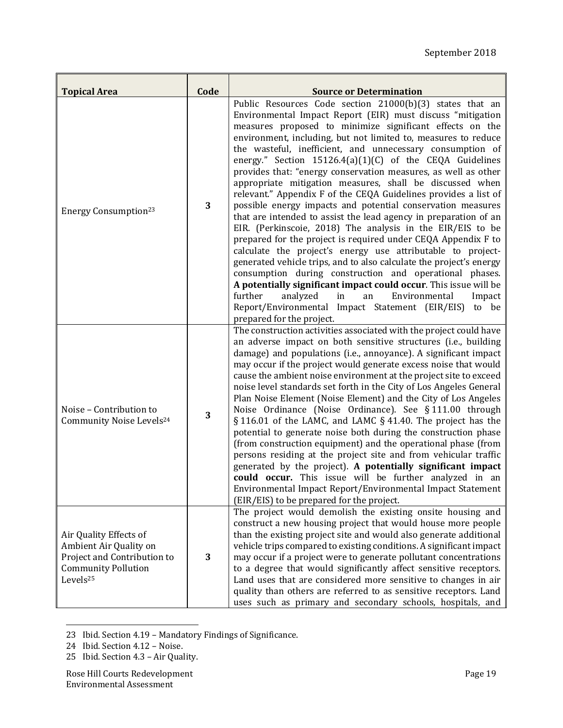| **Topical Area** | **Code** | **Source or Determination** |
|---|---|---|
| Energy Consumption[23] | **3** | Public Resources Code section 21000(b)(3) states that an Environmental Impact Report (EIR) must discuss "mitigation measures proposed to minimize significant effects on the environment, including, but not limited to, measures to reduce the wasteful, inefficient, and unnecessary consumption of energy." Section 15126.4(a)(1)(C) of the CEQA Guidelines provides that: "energy conservation measures, as well as other appropriate mitigation measures, shall be discussed when relevant." Appendix F of the CEQA Guidelines provides a list of possible energy impacts and potential conservation measures that are intended to assist the lead agency in preparation of an EIR. (Perkinscoie, 2018) The analysis in the EIR/EIS to be prepared for the project is required under CEQA Appendix F to calculate the project's energy use attributable to project-generated vehicle trips, and to also calculate the project's energy consumption during construction and operational phases. **A potentially significant impact could occur**. This issue will be further analyzed in an Environmental Impact Report/Environmental Impact Statement (EIR/EIS) to be prepared for the project. |
| Noise – Contribution to Community Noise Levels[24] | **3** | The construction activities associated with the project could have an adverse impact on both sensitive structures (i.e., building damage) and populations (i.e., annoyance). A significant impact may occur if the project would generate excess noise that would cause the ambient noise environment at the project site to exceed noise level standards set forth in the City of Los Angeles General Plan Noise Element (Noise Element) and the City of Los Angeles Noise Ordinance (Noise Ordinance). See § 111.00 through § 116.01 of the LAMC, and LAMC § 41.40. The project has the potential to generate noise both during the construction phase (from construction equipment) and the operational phase (from persons residing at the project site and from vehicular traffic generated by the project). **A potentially significant impact could occur.** This issue will be further analyzed in an Environmental Impact Report/Environmental Impact Statement (EIR/EIS) to be prepared for the project. |
| Air Quality Effects of Ambient Air Quality on Project and Contribution to Community Pollution Levels[25] | **3** | The project would demolish the existing onsite housing and construct a new housing project that would house more people than the existing project site and would also generate additional vehicle trips compared to existing conditions. A significant impact may occur if a project were to generate pollutant concentrations to a degree that would significantly affect sensitive receptors. Land uses that are considered more sensitive to changes in air quality than others are referred to as sensitive receptors. Land uses such as primary and secondary schools, hospitals, and |

23 Ibid. Section 4.19 – Mandatory Findings of Significance.

24 Ibid. Section 4.12 – Noise.

25 Ibid. Section 4.3 – Air Quality.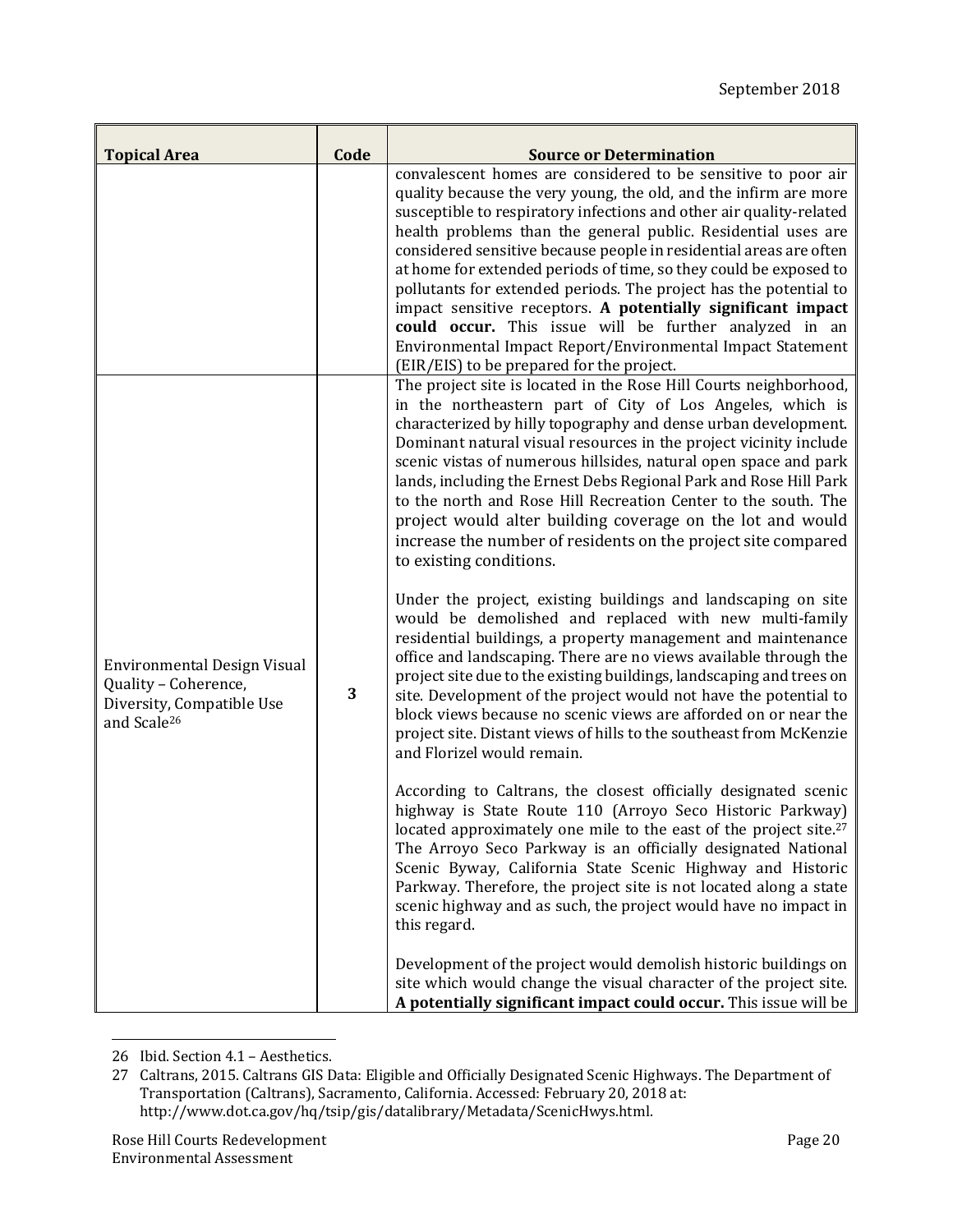| Topical Area | Code | Source or Determination |
|---|---|---|
| | | convalescent homes are considered to be sensitive to poor air quality because the very young, the old, and the infirm are more susceptible to respiratory infections and other air quality-related health problems than the general public. Residential uses are considered sensitive because people in residential areas are often at home for extended periods of time, so they could be exposed to pollutants for extended periods. The project has the potential to impact sensitive receptors. **A potentially significant impact could occur.** This issue will be further analyzed in an Environmental Impact Report/Environmental Impact Statement (EIR/EIS) to be prepared for the project. |
| Environmental Design Visual Quality – Coherence, Diversity, Compatible Use and Scale[26] | 3 | The project site is located in the Rose Hill Courts neighborhood, in the northeastern part of City of Los Angeles, which is characterized by hilly topography and dense urban development. Dominant natural visual resources in the project vicinity include scenic vistas of numerous hillsides, natural open space and park lands, including the Ernest Debs Regional Park and Rose Hill Park to the north and Rose Hill Recreation Center to the south. The project would alter building coverage on the lot and would increase the number of residents on the project site compared to existing conditions.<br><br>Under the project, existing buildings and landscaping on site would be demolished and replaced with new multi-family residential buildings, a property management and maintenance office and landscaping. There are no views available through the project site due to the existing buildings, landscaping and trees on site. Development of the project would not have the potential to block views because no scenic views are afforded on or near the project site. Distant views of hills to the southeast from McKenzie and Florizel would remain.<br><br>According to Caltrans, the closest officially designated scenic highway is State Route 110 (Arroyo Seco Historic Parkway) located approximately one mile to the east of the project site.[27] The Arroyo Seco Parkway is an officially designated National Scenic Byway, California State Scenic Highway and Historic Parkway. Therefore, the project site is not located along a state scenic highway and as such, the project would have no impact in this regard.<br><br>Development of the project would demolish historic buildings on site which would change the visual character of the project site. **A potentially significant impact could occur.** This issue will be |

26 Ibid. Section 4.1 – Aesthetics.

27 Caltrans, 2015. Caltrans GIS Data: Eligible and Officially Designated Scenic Highways. The Department of Transportation (Caltrans), Sacramento, California. Accessed: February 20, 2018 at: http://www.dot.ca.gov/hq/tsip/gis/datalibrary/Metadata/ScenicHwys.html.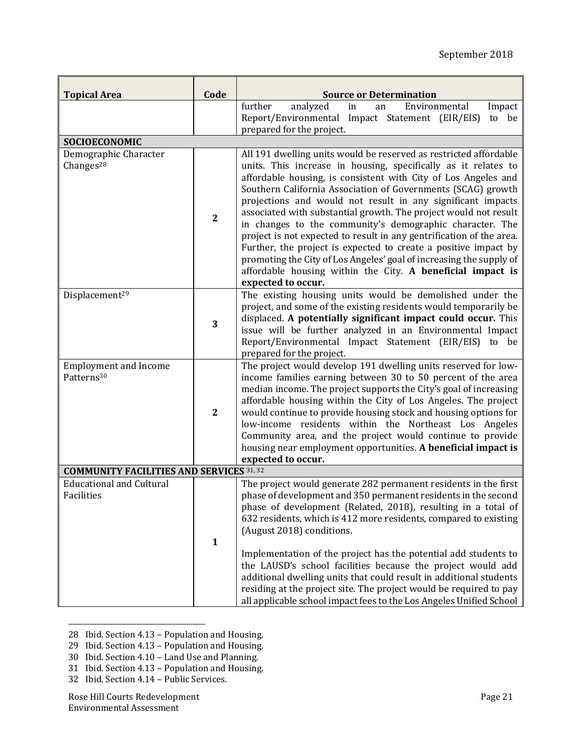| Topical Area | Code | Source or Determination |
|---|---|---|
| | | further analyzed in an Environmental Impact Report/Environmental Impact Statement (EIR/EIS) to be prepared for the project. |
| **SOCIOECONOMIC** | | |
| Demographic Character Changes[28] | **2** | All 191 dwelling units would be reserved as restricted affordable units. This increase in housing, specifically as it relates to affordable housing, is consistent with City of Los Angeles and Southern California Association of Governments (SCAG) growth projections and would not result in any significant impacts associated with substantial growth. The project would not result in changes to the community's demographic character. The project is not expected to result in any gentrification of the area. Further, the project is expected to create a positive impact by promoting the City of Los Angeles' goal of increasing the supply of affordable housing within the City. **A beneficial impact is expected to occur.** |
| Displacement[29] | **3** | The existing housing units would be demolished under the project, and some of the existing residents would temporarily be displaced. **A potentially significant impact could occur.** This issue will be further analyzed in an Environmental Impact Report/Environmental Impact Statement (EIR/EIS) to be prepared for the project. |
| Employment and Income Patterns[30] | **2** | The project would develop 191 dwelling units reserved for low-income families earning between 30 to 50 percent of the area median income. The project supports the City's goal of increasing affordable housing within the City of Los Angeles. The project would continue to provide housing stock and housing options for low-income residents within the Northeast Los Angeles Community area, and the project would continue to provide housing near employment opportunities. **A beneficial impact is expected to occur.** |
| **COMMUNITY FACILITIES AND SERVICES** [31, 32] | | |
| Educational and Cultural Facilities | **1** | The project would generate 282 permanent residents in the first phase of development and 350 permanent residents in the second phase of development (Related, 2018), resulting in a total of 632 residents, which is 412 more residents, compared to existing (August 2018) conditions.<br><br>Implementation of the project has the potential add students to the LAUSD's school facilities because the project would add additional dwelling units that could result in additional students residing at the project site. The project would be required to pay all applicable school impact fees to the Los Angeles Unified School |

28 Ibid. Section 4.13 – Population and Housing.

29 Ibid. Section 4.13 – Population and Housing.

30 Ibid. Section 4.10 – Land Use and Planning.

31 Ibid. Section 4.13 – Population and Housing.

32 Ibid. Section 4.14 – Public Services.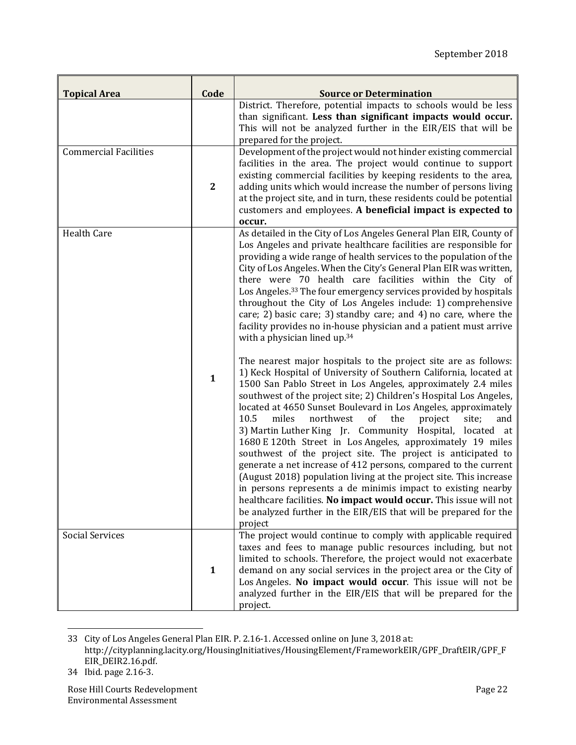| Topical Area | Code | Source or Determination |
|---|---|---|
| | | District. Therefore, potential impacts to schools would be less than significant. **Less than significant impacts would occur.** This will not be analyzed further in the EIR/EIS that will be prepared for the project. |
| Commercial Facilities | **2** | Development of the project would not hinder existing commercial facilities in the area. The project would continue to support existing commercial facilities by keeping residents to the area, adding units which would increase the number of persons living at the project site, and in turn, these residents could be potential customers and employees. **A beneficial impact is expected to occur.** |
| Health Care | **1** | As detailed in the City of Los Angeles General Plan EIR, County of Los Angeles and private healthcare facilities are responsible for providing a wide range of health services to the population of the City of Los Angeles. When the City's General Plan EIR was written, there were 70 health care facilities within the City of Los Angeles.[33] The four emergency services provided by hospitals throughout the City of Los Angeles include: 1) comprehensive care; 2) basic care; 3) standby care; and 4) no care, where the facility provides no in-house physician and a patient must arrive with a physician lined up.[34]<br><br>The nearest major hospitals to the project site are as follows: 1) Keck Hospital of University of Southern California, located at 1500 San Pablo Street in Los Angeles, approximately 2.4 miles southwest of the project site; 2) Children's Hospital Los Angeles, located at 4650 Sunset Boulevard in Los Angeles, approximately 10.5 miles northwest of the project site; and 3) Martin Luther King Jr. Community Hospital, located at 1680 E 120th Street in Los Angeles, approximately 19 miles southwest of the project site. The project is anticipated to generate a net increase of 412 persons, compared to the current (August 2018) population living at the project site. This increase in persons represents a de minimis impact to existing nearby healthcare facilities. **No impact would occur.** This issue will not be analyzed further in the EIR/EIS that will be prepared for the project |
| Social Services | **1** | The project would continue to comply with applicable required taxes and fees to manage public resources including, but not limited to schools. Therefore, the project would not exacerbate demand on any social services in the project area or the City of Los Angeles. **No impact would occur**. This issue will not be analyzed further in the EIR/EIS that will be prepared for the project. |

33 City of Los Angeles General Plan EIR. P. 2.16-1. Accessed online on June 3, 2018 at: http://cityplanning.lacity.org/HousingInitiatives/HousingElement/FrameworkEIR/GPF_DraftEIR/GPF_FEIR_DEIR2.16.pdf.

34 Ibid. page 2.16-3.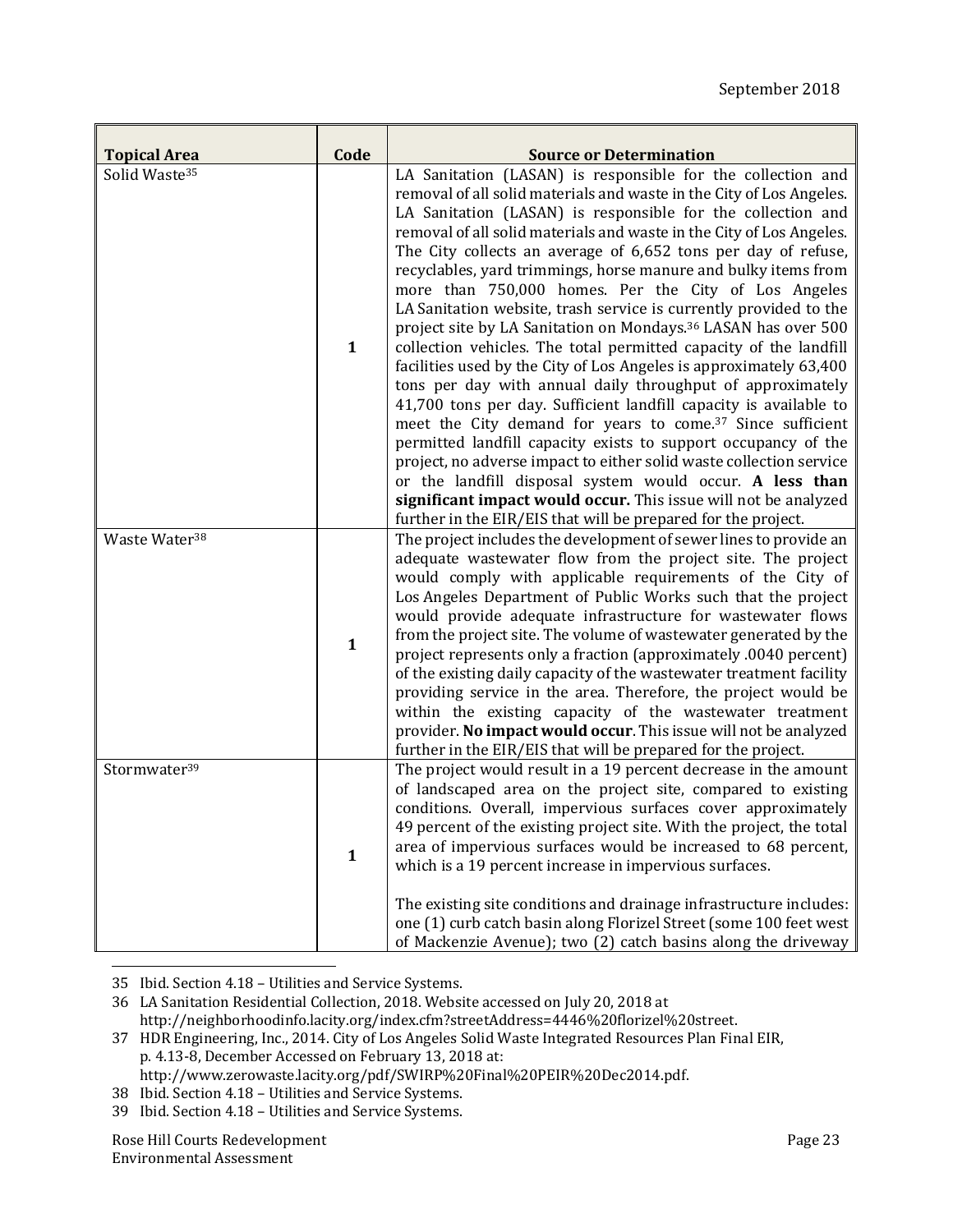| Topical Area | Code | Source or Determination |
|---|---|---|
| Solid Waste[35] | **1** | LA Sanitation (LASAN) is responsible for the collection and removal of all solid materials and waste in the City of Los Angeles. LA Sanitation (LASAN) is responsible for the collection and removal of all solid materials and waste in the City of Los Angeles. The City collects an average of 6,652 tons per day of refuse, recyclables, yard trimmings, horse manure and bulky items from more than 750,000 homes. Per the City of Los Angeles LA Sanitation website, trash service is currently provided to the project site by LA Sanitation on Mondays.[36] LASAN has over 500 collection vehicles. The total permitted capacity of the landfill facilities used by the City of Los Angeles is approximately 63,400 tons per day with annual daily throughput of approximately 41,700 tons per day. Sufficient landfill capacity is available to meet the City demand for years to come.[37] Since sufficient permitted landfill capacity exists to support occupancy of the project, no adverse impact to either solid waste collection service or the landfill disposal system would occur. **A less than significant impact would occur.** This issue will not be analyzed further in the EIR/EIS that will be prepared for the project. |
| Waste Water[38] | **1** | The project includes the development of sewer lines to provide an adequate wastewater flow from the project site. The project would comply with applicable requirements of the City of Los Angeles Department of Public Works such that the project would provide adequate infrastructure for wastewater flows from the project site. The volume of wastewater generated by the project represents only a fraction (approximately .0040 percent) of the existing daily capacity of the wastewater treatment facility providing service in the area. Therefore, the project would be within the existing capacity of the wastewater treatment provider. **No impact would occur**. This issue will not be analyzed further in the EIR/EIS that will be prepared for the project. |
| Stormwater[39] | **1** | The project would result in a 19 percent decrease in the amount of landscaped area on the project site, compared to existing conditions. Overall, impervious surfaces cover approximately 49 percent of the existing project site. With the project, the total area of impervious surfaces would be increased to 68 percent, which is a 19 percent increase in impervious surfaces.<br><br>The existing site conditions and drainage infrastructure includes: one (1) curb catch basin along Florizel Street (some 100 feet west of Mackenzie Avenue); two (2) catch basins along the driveway |

35 Ibid. Section 4.18 – Utilities and Service Systems.

36 LA Sanitation Residential Collection, 2018. Website accessed on July 20, 2018 at http://neighborhoodinfo.lacity.org/index.cfm?streetAddress=4446%20florizel%20street.

37 HDR Engineering, Inc., 2014. City of Los Angeles Solid Waste Integrated Resources Plan Final EIR, p. 4.13-8, December Accessed on February 13, 2018 at: http://www.zerowaste.lacity.org/pdf/SWIRP%20Final%20PEIR%20Dec2014.pdf.

38 Ibid. Section 4.18 – Utilities and Service Systems.

39 Ibid. Section 4.18 – Utilities and Service Systems.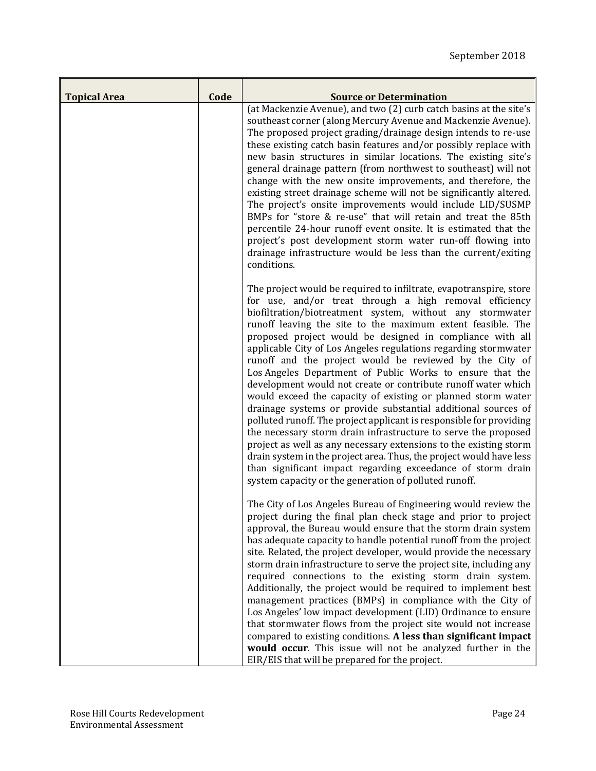| Topical Area | Code | Source or Determination |
|---|---|---|
| | | (at Mackenzie Avenue), and two (2) curb catch basins at the site's southeast corner (along Mercury Avenue and Mackenzie Avenue). The proposed project grading/drainage design intends to re-use these existing catch basin features and/or possibly replace with new basin structures in similar locations. The existing site's general drainage pattern (from northwest to southeast) will not change with the new onsite improvements, and therefore, the existing street drainage scheme will not be significantly altered. The project's onsite improvements would include LID/SUSMP BMPs for "store & re-use" that will retain and treat the 85th percentile 24-hour runoff event onsite. It is estimated that the project's post development storm water run-off flowing into drainage infrastructure would be less than the current/exiting conditions.<br><br>The project would be required to infiltrate, evapotranspire, store for use, and/or treat through a high removal efficiency biofiltration/biotreatment system, without any stormwater runoff leaving the site to the maximum extent feasible. The proposed project would be designed in compliance with all applicable City of Los Angeles regulations regarding stormwater runoff and the project would be reviewed by the City of Los Angeles Department of Public Works to ensure that the development would not create or contribute runoff water which would exceed the capacity of existing or planned storm water drainage systems or provide substantial additional sources of polluted runoff. The project applicant is responsible for providing the necessary storm drain infrastructure to serve the proposed project as well as any necessary extensions to the existing storm drain system in the project area. Thus, the project would have less than significant impact regarding exceedance of storm drain system capacity or the generation of polluted runoff.<br><br>The City of Los Angeles Bureau of Engineering would review the project during the final plan check stage and prior to project approval, the Bureau would ensure that the storm drain system has adequate capacity to handle potential runoff from the project site. Related, the project developer, would provide the necessary storm drain infrastructure to serve the project site, including any required connections to the existing storm drain system. Additionally, the project would be required to implement best management practices (BMPs) in compliance with the City of Los Angeles' low impact development (LID) Ordinance to ensure that stormwater flows from the project site would not increase compared to existing conditions. **A less than significant impact would occur**. This issue will not be analyzed further in the EIR/EIS that will be prepared for the project. |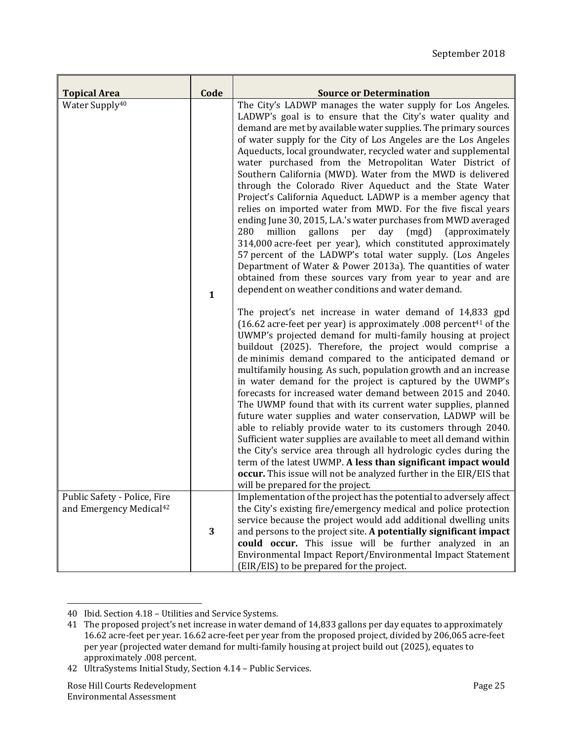| Topical Area | Code | Source or Determination |
|---|---|---|
| Water Supply[40] | 1 | The City's LADWP manages the water supply for Los Angeles. LADWP's goal is to ensure that the City's water quality and demand are met by available water supplies. The primary sources of water supply for the City of Los Angeles are the Los Angeles Aqueducts, local groundwater, recycled water and supplemental water purchased from the Metropolitan Water District of Southern California (MWD). Water from the MWD is delivered through the Colorado River Aqueduct and the State Water Project's California Aqueduct. LADWP is a member agency that relies on imported water from MWD. For the five fiscal years ending June 30, 2015, L.A.'s water purchases from MWD averaged 280 million gallons per day (mgd) (approximately 314,000 acre-feet per year), which constituted approximately 57 percent of the LADWP's total water supply. (Los Angeles Department of Water & Power 2013a). The quantities of water obtained from these sources vary from year to year and are dependent on weather conditions and water demand.<br><br>The project's net increase in water demand of 14,833 gpd (16.62 acre-feet per year) is approximately .008 percent[41] of the UWMP's projected demand for multi-family housing at project buildout (2025). Therefore, the project would comprise a de minimis demand compared to the anticipated demand or multifamily housing. As such, population growth and an increase in water demand for the project is captured by the UWMP's forecasts for increased water demand between 2015 and 2040. The UWMP found that with its current water supplies, planned future water supplies and water conservation, LADWP will be able to reliably provide water to its customers through 2040. Sufficient water supplies are available to meet all demand within the City's service area through all hydrologic cycles during the term of the latest UWMP. **A less than significant impact would occur.** This issue will not be analyzed further in the EIR/EIS that will be prepared for the project. |
| Public Safety - Police, Fire and Emergency Medical[42] | 3 | Implementation of the project has the potential to adversely affect the City's existing fire/emergency medical and police protection service because the project would add additional dwelling units and persons to the project site. **A potentially significant impact could occur.** This issue will be further analyzed in an Environmental Impact Report/Environmental Impact Statement (EIR/EIS) to be prepared for the project. |

40 Ibid. Section 4.18 – Utilities and Service Systems.

41 The proposed project's net increase in water demand of 14,833 gallons per day equates to approximately 16.62 acre-feet per year. 16.62 acre-feet per year from the proposed project, divided by 206,065 acre-feet per year (projected water demand for multi-family housing at project build out (2025), equates to approximately .008 percent.

42 UltraSystems Initial Study, Section 4.14 – Public Services.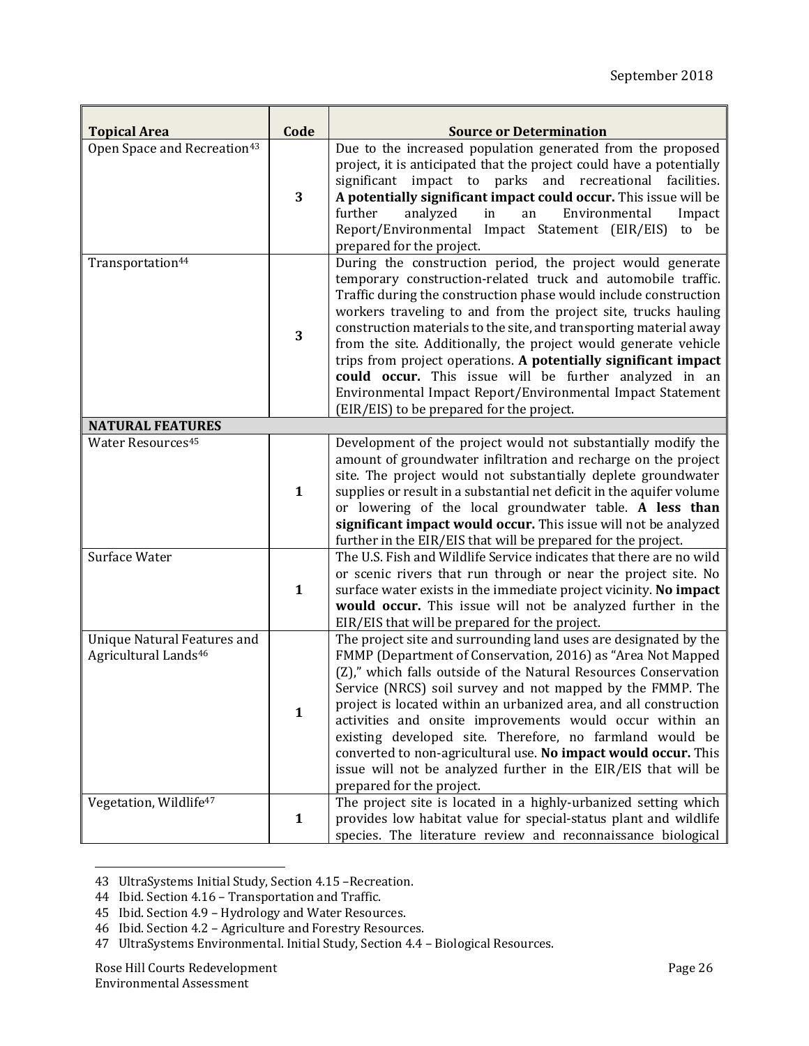| Topical Area | Code | Source or Determination |
|---|---|---|
| Open Space and Recreation[43] | 3 | Due to the increased population generated from the proposed project, it is anticipated that the project could have a potentially significant impact to parks and recreational facilities. **A potentially significant impact could occur.** This issue will be further analyzed in an Environmental Impact Report/Environmental Impact Statement (EIR/EIS) to be prepared for the project. |
| Transportation[44] | 3 | During the construction period, the project would generate temporary construction-related truck and automobile traffic. Traffic during the construction phase would include construction workers traveling to and from the project site, trucks hauling construction materials to the site, and transporting material away from the site. Additionally, the project would generate vehicle trips from project operations. **A potentially significant impact could occur.** This issue will be further analyzed in an Environmental Impact Report/Environmental Impact Statement (EIR/EIS) to be prepared for the project. |
| **NATURAL FEATURES** | | |
| Water Resources[45] | 1 | Development of the project would not substantially modify the amount of groundwater infiltration and recharge on the project site. The project would not substantially deplete groundwater supplies or result in a substantial net deficit in the aquifer volume or lowering of the local groundwater table. **A less than significant impact would occur.** This issue will not be analyzed further in the EIR/EIS that will be prepared for the project. |
| Surface Water | 1 | The U.S. Fish and Wildlife Service indicates that there are no wild or scenic rivers that run through or near the project site. No surface water exists in the immediate project vicinity. **No impact would occur.** This issue will not be analyzed further in the EIR/EIS that will be prepared for the project. |
| Unique Natural Features and Agricultural Lands[46] | 1 | The project site and surrounding land uses are designated by the FMMP (Department of Conservation, 2016) as "Area Not Mapped (Z)," which falls outside of the Natural Resources Conservation Service (NRCS) soil survey and not mapped by the FMMP. The project is located within an urbanized area, and all construction activities and onsite improvements would occur within an existing developed site. Therefore, no farmland would be converted to non-agricultural use. **No impact would occur.** This issue will not be analyzed further in the EIR/EIS that will be prepared for the project. |
| Vegetation, Wildlife[47] | 1 | The project site is located in a highly-urbanized setting which provides low habitat value for special-status plant and wildlife species. The literature review and reconnaissance biological |

43 UltraSystems Initial Study, Section 4.15 –Recreation.

44 Ibid. Section 4.16 – Transportation and Traffic.

45 Ibid. Section 4.9 – Hydrology and Water Resources.

46 Ibid. Section 4.2 – Agriculture and Forestry Resources.

47 UltraSystems Environmental. Initial Study, Section 4.4 – Biological Resources.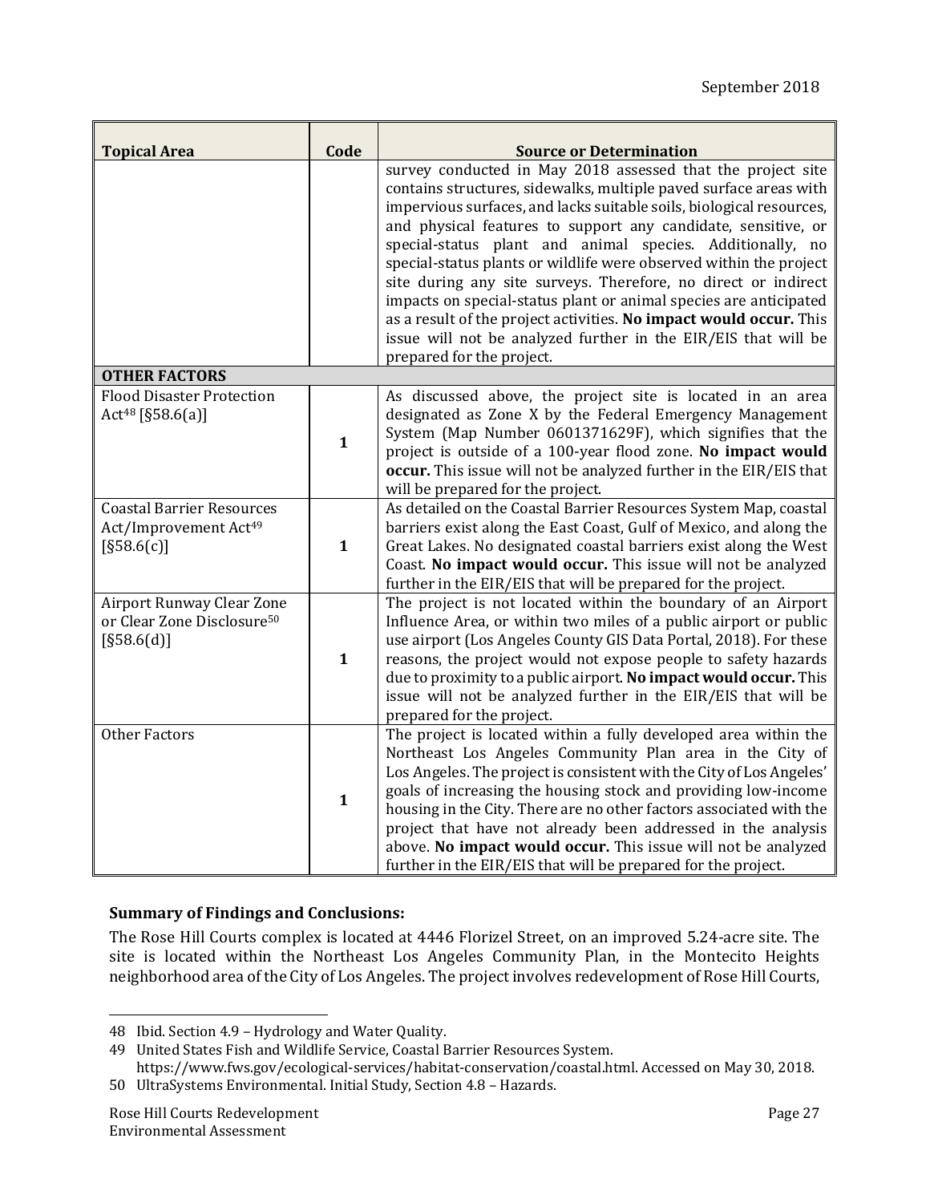| Topical Area | Code | Source or Determination |
|---|---|---|
| | | survey conducted in May 2018 assessed that the project site contains structures, sidewalks, multiple paved surface areas with impervious surfaces, and lacks suitable soils, biological resources, and physical features to support any candidate, sensitive, or special-status plant and animal species. Additionally, no special-status plants or wildlife were observed within the project site during any site surveys. Therefore, no direct or indirect impacts on special-status plant or animal species are anticipated as a result of the project activities. **No impact would occur.** This issue will not be analyzed further in the EIR/EIS that will be prepared for the project. |
| **OTHER FACTORS** | | |
| Flood Disaster Protection Act[48] [§58.6(a)] | **1** | As discussed above, the project site is located in an area designated as Zone X by the Federal Emergency Management System (Map Number 0601371629F), which signifies that the project is outside of a 100-year flood zone. **No impact would occur.** This issue will not be analyzed further in the EIR/EIS that will be prepared for the project. |
| Coastal Barrier Resources Act/Improvement Act[49] [§58.6(c)] | **1** | As detailed on the Coastal Barrier Resources System Map, coastal barriers exist along the East Coast, Gulf of Mexico, and along the Great Lakes. No designated coastal barriers exist along the West Coast. **No impact would occur.** This issue will not be analyzed further in the EIR/EIS that will be prepared for the project. |
| Airport Runway Clear Zone or Clear Zone Disclosure[50] [§58.6(d)] | **1** | The project is not located within the boundary of an Airport Influence Area, or within two miles of a public airport or public use airport (Los Angeles County GIS Data Portal, 2018). For these reasons, the project would not expose people to safety hazards due to proximity to a public airport. **No impact would occur.** This issue will not be analyzed further in the EIR/EIS that will be prepared for the project. |
| Other Factors | **1** | The project is located within a fully developed area within the Northeast Los Angeles Community Plan area in the City of Los Angeles. The project is consistent with the City of Los Angeles' goals of increasing the housing stock and providing low-income housing in the City. There are no other factors associated with the project that have not already been addressed in the analysis above. **No impact would occur.** This issue will not be analyzed further in the EIR/EIS that will be prepared for the project. |

**Summary of Findings and Conclusions:**

The Rose Hill Courts complex is located at 4446 Florizel Street, on an improved 5.24-acre site. The site is located within the Northeast Los Angeles Community Plan, in the Montecito Heights neighborhood area of the City of Los Angeles. The project involves redevelopment of Rose Hill Courts,

48 Ibid. Section 4.9 – Hydrology and Water Quality.

49 United States Fish and Wildlife Service, Coastal Barrier Resources System. https://www.fws.gov/ecological-services/habitat-conservation/coastal.html. Accessed on May 30, 2018.

50 UltraSystems Environmental. Initial Study, Section 4.8 – Hazards.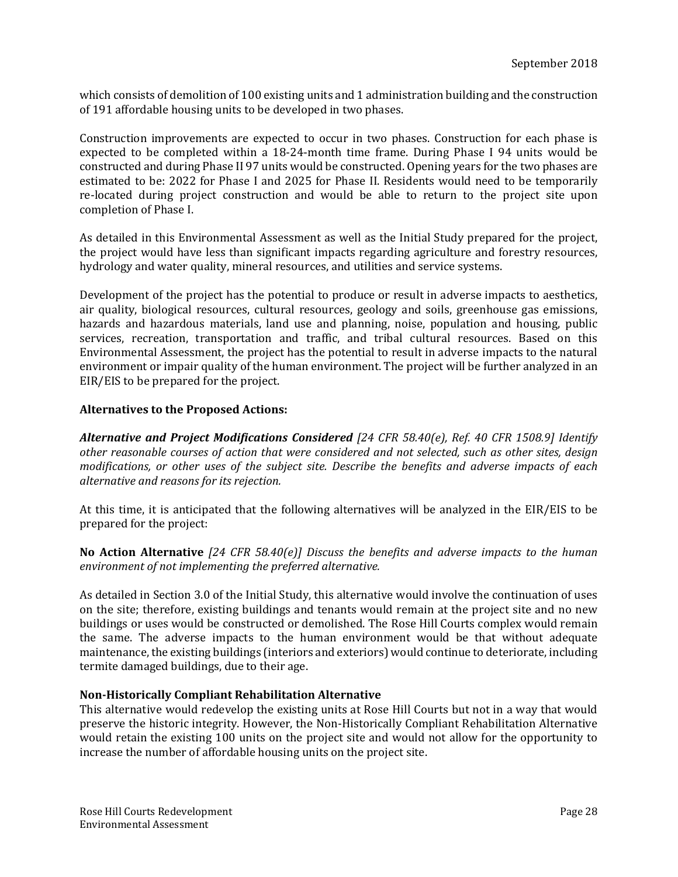which consists of demolition of 100 existing units and 1 administration building and the construction of 191 affordable housing units to be developed in two phases.

Construction improvements are expected to occur in two phases. Construction for each phase is expected to be completed within a 18-24-month time frame. During Phase I 94 units would be constructed and during Phase II 97 units would be constructed. Opening years for the two phases are estimated to be: 2022 for Phase I and 2025 for Phase II. Residents would need to be temporarily re-located during project construction and would be able to return to the project site upon completion of Phase I.

As detailed in this Environmental Assessment as well as the Initial Study prepared for the project, the project would have less than significant impacts regarding agriculture and forestry resources, hydrology and water quality, mineral resources, and utilities and service systems.

Development of the project has the potential to produce or result in adverse impacts to aesthetics, air quality, biological resources, cultural resources, geology and soils, greenhouse gas emissions, hazards and hazardous materials, land use and planning, noise, population and housing, public services, recreation, transportation and traffic, and tribal cultural resources. Based on this Environmental Assessment, the project has the potential to result in adverse impacts to the natural environment or impair quality of the human environment. The project will be further analyzed in an EIR/EIS to be prepared for the project.

**Alternatives to the Proposed Actions:**

***Alternative and Project Modifications Considered*** *[24 CFR 58.40(e), Ref. 40 CFR 1508.9] Identify other reasonable courses of action that were considered and not selected, such as other sites, design modifications, or other uses of the subject site. Describe the benefits and adverse impacts of each alternative and reasons for its rejection.*

At this time, it is anticipated that the following alternatives will be analyzed in the EIR/EIS to be prepared for the project:

**No Action Alternative** *[24 CFR 58.40(e)] Discuss the benefits and adverse impacts to the human environment of not implementing the preferred alternative.*

As detailed in Section 3.0 of the Initial Study, this alternative would involve the continuation of uses on the site; therefore, existing buildings and tenants would remain at the project site and no new buildings or uses would be constructed or demolished. The Rose Hill Courts complex would remain the same. The adverse impacts to the human environment would be that without adequate maintenance, the existing buildings (interiors and exteriors) would continue to deteriorate, including termite damaged buildings, due to their age.

**Non-Historically Compliant Rehabilitation Alternative**

This alternative would redevelop the existing units at Rose Hill Courts but not in a way that would preserve the historic integrity. However, the Non-Historically Compliant Rehabilitation Alternative would retain the existing 100 units on the project site and would not allow for the opportunity to increase the number of affordable housing units on the project site.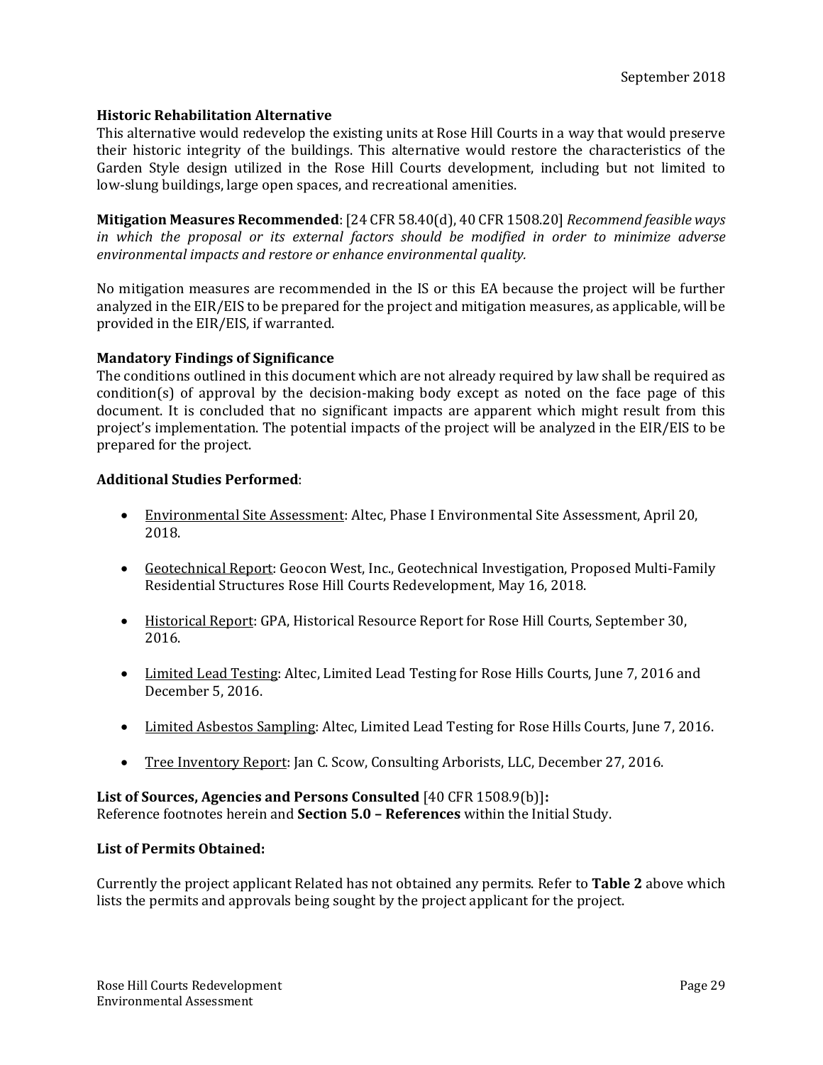**Historic Rehabilitation Alternative**
This alternative would redevelop the existing units at Rose Hill Courts in a way that would preserve their historic integrity of the buildings. This alternative would restore the characteristics of the Garden Style design utilized in the Rose Hill Courts development, including but not limited to low-slung buildings, large open spaces, and recreational amenities.

**Mitigation Measures Recommended**: [24 CFR 58.40(d), 40 CFR 1508.20] *Recommend feasible ways in which the proposal or its external factors should be modified in order to minimize adverse environmental impacts and restore or enhance environmental quality.*

No mitigation measures are recommended in the IS or this EA because the project will be further analyzed in the EIR/EIS to be prepared for the project and mitigation measures, as applicable, will be provided in the EIR/EIS, if warranted.

**Mandatory Findings of Significance**
The conditions outlined in this document which are not already required by law shall be required as condition(s) of approval by the decision-making body except as noted on the face page of this document. It is concluded that no significant impacts are apparent which might result from this project's implementation. The potential impacts of the project will be analyzed in the EIR/EIS to be prepared for the project.

**Additional Studies Performed**:

- Environmental Site Assessment: Altec, Phase I Environmental Site Assessment, April 20, 2018.
- Geotechnical Report: Geocon West, Inc., Geotechnical Investigation, Proposed Multi-Family Residential Structures Rose Hill Courts Redevelopment, May 16, 2018.
- Historical Report: GPA, Historical Resource Report for Rose Hill Courts, September 30, 2016.
- Limited Lead Testing: Altec, Limited Lead Testing for Rose Hills Courts, June 7, 2016 and December 5, 2016.
- Limited Asbestos Sampling: Altec, Limited Lead Testing for Rose Hills Courts, June 7, 2016.
- Tree Inventory Report: Jan C. Scow, Consulting Arborists, LLC, December 27, 2016.

**List of Sources, Agencies and Persons Consulted** [40 CFR 1508.9(b)]**:**
Reference footnotes herein and **Section 5.0 – References** within the Initial Study.

**List of Permits Obtained:**

Currently the project applicant Related has not obtained any permits. Refer to **Table 2** above which lists the permits and approvals being sought by the project applicant for the project.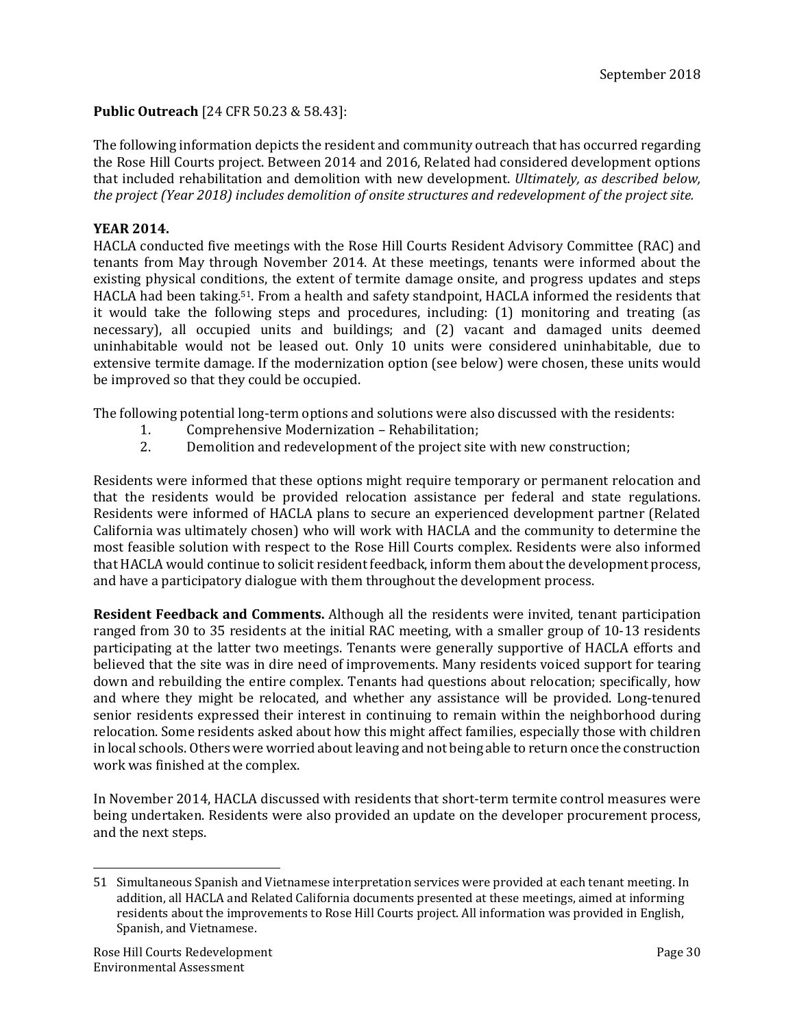**Public Outreach** [24 CFR 50.23 & 58.43]:

The following information depicts the resident and community outreach that has occurred regarding the Rose Hill Courts project. Between 2014 and 2016, Related had considered development options that included rehabilitation and demolition with new development. *Ultimately, as described below, the project (Year 2018) includes demolition of onsite structures and redevelopment of the project site.*

**YEAR 2014.**

HACLA conducted five meetings with the Rose Hill Courts Resident Advisory Committee (RAC) and tenants from May through November 2014. At these meetings, tenants were informed about the existing physical conditions, the extent of termite damage onsite, and progress updates and steps HACLA had been taking.[51]. From a health and safety standpoint, HACLA informed the residents that it would take the following steps and procedures, including: (1) monitoring and treating (as necessary), all occupied units and buildings; and (2) vacant and damaged units deemed uninhabitable would not be leased out. Only 10 units were considered uninhabitable, due to extensive termite damage. If the modernization option (see below) were chosen, these units would be improved so that they could be occupied.

The following potential long-term options and solutions were also discussed with the residents:

1. Comprehensive Modernization – Rehabilitation;
2. Demolition and redevelopment of the project site with new construction;

Residents were informed that these options might require temporary or permanent relocation and that the residents would be provided relocation assistance per federal and state regulations. Residents were informed of HACLA plans to secure an experienced development partner (Related California was ultimately chosen) who will work with HACLA and the community to determine the most feasible solution with respect to the Rose Hill Courts complex. Residents were also informed that HACLA would continue to solicit resident feedback, inform them about the development process, and have a participatory dialogue with them throughout the development process.

**Resident Feedback and Comments.** Although all the residents were invited, tenant participation ranged from 30 to 35 residents at the initial RAC meeting, with a smaller group of 10-13 residents participating at the latter two meetings. Tenants were generally supportive of HACLA efforts and believed that the site was in dire need of improvements. Many residents voiced support for tearing down and rebuilding the entire complex. Tenants had questions about relocation; specifically, how and where they might be relocated, and whether any assistance will be provided. Long-tenured senior residents expressed their interest in continuing to remain within the neighborhood during relocation. Some residents asked about how this might affect families, especially those with children in local schools. Others were worried about leaving and not being able to return once the construction work was finished at the complex.

In November 2014, HACLA discussed with residents that short-term termite control measures were being undertaken. Residents were also provided an update on the developer procurement process, and the next steps.

---

51 Simultaneous Spanish and Vietnamese interpretation services were provided at each tenant meeting. In addition, all HACLA and Related California documents presented at these meetings, aimed at informing residents about the improvements to Rose Hill Courts project. All information was provided in English, Spanish, and Vietnamese.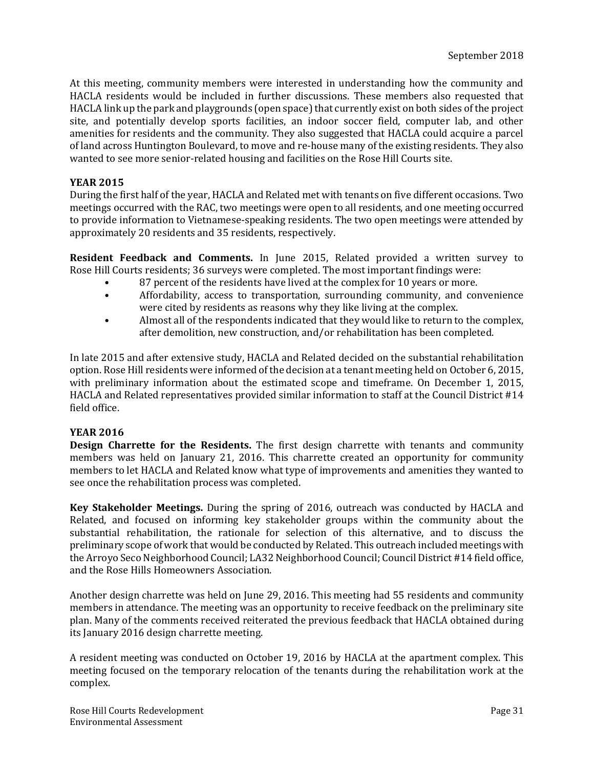At this meeting, community members were interested in understanding how the community and HACLA residents would be included in further discussions. These members also requested that HACLA link up the park and playgrounds (open space) that currently exist on both sides of the project site, and potentially develop sports facilities, an indoor soccer field, computer lab, and other amenities for residents and the community. They also suggested that HACLA could acquire a parcel of land across Huntington Boulevard, to move and re-house many of the existing residents. They also wanted to see more senior-related housing and facilities on the Rose Hill Courts site.

**YEAR 2015**

During the first half of the year, HACLA and Related met with tenants on five different occasions. Two meetings occurred with the RAC, two meetings were open to all residents, and one meeting occurred to provide information to Vietnamese-speaking residents. The two open meetings were attended by approximately 20 residents and 35 residents, respectively.

**Resident Feedback and Comments.** In June 2015, Related provided a written survey to Rose Hill Courts residents; 36 surveys were completed. The most important findings were:

- 87 percent of the residents have lived at the complex for 10 years or more.
- Affordability, access to transportation, surrounding community, and convenience were cited by residents as reasons why they like living at the complex.
- Almost all of the respondents indicated that they would like to return to the complex, after demolition, new construction, and/or rehabilitation has been completed.

In late 2015 and after extensive study, HACLA and Related decided on the substantial rehabilitation option. Rose Hill residents were informed of the decision at a tenant meeting held on October 6, 2015, with preliminary information about the estimated scope and timeframe. On December 1, 2015, HACLA and Related representatives provided similar information to staff at the Council District #14 field office.

**YEAR 2016**

**Design Charrette for the Residents.** The first design charrette with tenants and community members was held on January 21, 2016. This charrette created an opportunity for community members to let HACLA and Related know what type of improvements and amenities they wanted to see once the rehabilitation process was completed.

**Key Stakeholder Meetings.** During the spring of 2016, outreach was conducted by HACLA and Related, and focused on informing key stakeholder groups within the community about the substantial rehabilitation, the rationale for selection of this alternative, and to discuss the preliminary scope of work that would be conducted by Related. This outreach included meetings with the Arroyo Seco Neighborhood Council; LA32 Neighborhood Council; Council District #14 field office, and the Rose Hills Homeowners Association.

Another design charrette was held on June 29, 2016. This meeting had 55 residents and community members in attendance. The meeting was an opportunity to receive feedback on the preliminary site plan. Many of the comments received reiterated the previous feedback that HACLA obtained during its January 2016 design charrette meeting.

A resident meeting was conducted on October 19, 2016 by HACLA at the apartment complex. This meeting focused on the temporary relocation of the tenants during the rehabilitation work at the complex.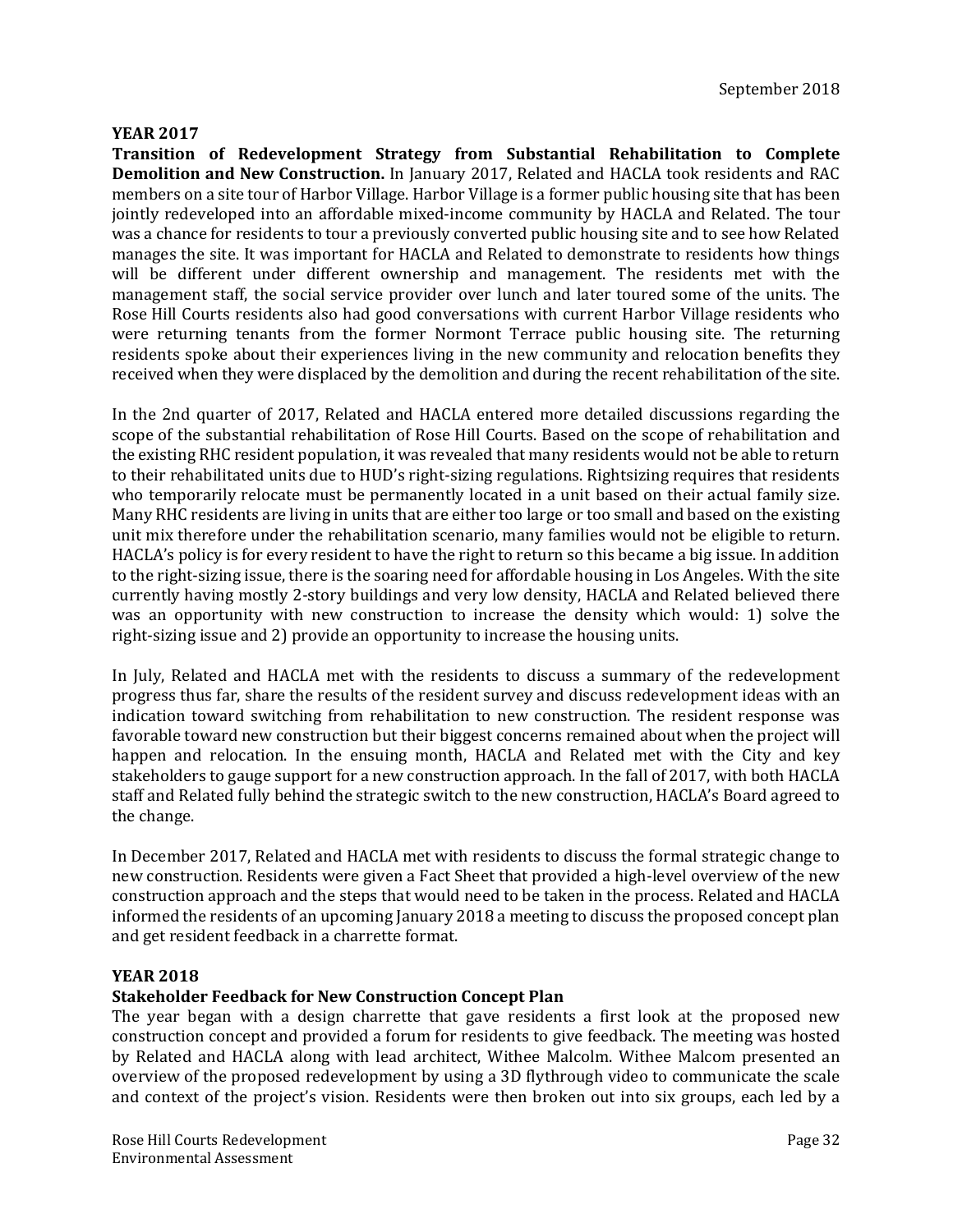**YEAR 2017**

**Transition of Redevelopment Strategy from Substantial Rehabilitation to Complete Demolition and New Construction.** In January 2017, Related and HACLA took residents and RAC members on a site tour of Harbor Village. Harbor Village is a former public housing site that has been jointly redeveloped into an affordable mixed-income community by HACLA and Related. The tour was a chance for residents to tour a previously converted public housing site and to see how Related manages the site. It was important for HACLA and Related to demonstrate to residents how things will be different under different ownership and management. The residents met with the management staff, the social service provider over lunch and later toured some of the units. The Rose Hill Courts residents also had good conversations with current Harbor Village residents who were returning tenants from the former Normont Terrace public housing site. The returning residents spoke about their experiences living in the new community and relocation benefits they received when they were displaced by the demolition and during the recent rehabilitation of the site.

In the 2nd quarter of 2017, Related and HACLA entered more detailed discussions regarding the scope of the substantial rehabilitation of Rose Hill Courts. Based on the scope of rehabilitation and the existing RHC resident population, it was revealed that many residents would not be able to return to their rehabilitated units due to HUD's right-sizing regulations. Rightsizing requires that residents who temporarily relocate must be permanently located in a unit based on their actual family size. Many RHC residents are living in units that are either too large or too small and based on the existing unit mix therefore under the rehabilitation scenario, many families would not be eligible to return. HACLA's policy is for every resident to have the right to return so this became a big issue. In addition to the right-sizing issue, there is the soaring need for affordable housing in Los Angeles. With the site currently having mostly 2-story buildings and very low density, HACLA and Related believed there was an opportunity with new construction to increase the density which would: 1) solve the right-sizing issue and 2) provide an opportunity to increase the housing units.

In July, Related and HACLA met with the residents to discuss a summary of the redevelopment progress thus far, share the results of the resident survey and discuss redevelopment ideas with an indication toward switching from rehabilitation to new construction. The resident response was favorable toward new construction but their biggest concerns remained about when the project will happen and relocation. In the ensuing month, HACLA and Related met with the City and key stakeholders to gauge support for a new construction approach. In the fall of 2017, with both HACLA staff and Related fully behind the strategic switch to the new construction, HACLA's Board agreed to the change.

In December 2017, Related and HACLA met with residents to discuss the formal strategic change to new construction. Residents were given a Fact Sheet that provided a high-level overview of the new construction approach and the steps that would need to be taken in the process. Related and HACLA informed the residents of an upcoming January 2018 a meeting to discuss the proposed concept plan and get resident feedback in a charrette format.

**YEAR 2018**

**Stakeholder Feedback for New Construction Concept Plan**

The year began with a design charrette that gave residents a first look at the proposed new construction concept and provided a forum for residents to give feedback. The meeting was hosted by Related and HACLA along with lead architect, Withee Malcolm. Withee Malcom presented an overview of the proposed redevelopment by using a 3D flythrough video to communicate the scale and context of the project's vision. Residents were then broken out into six groups, each led by a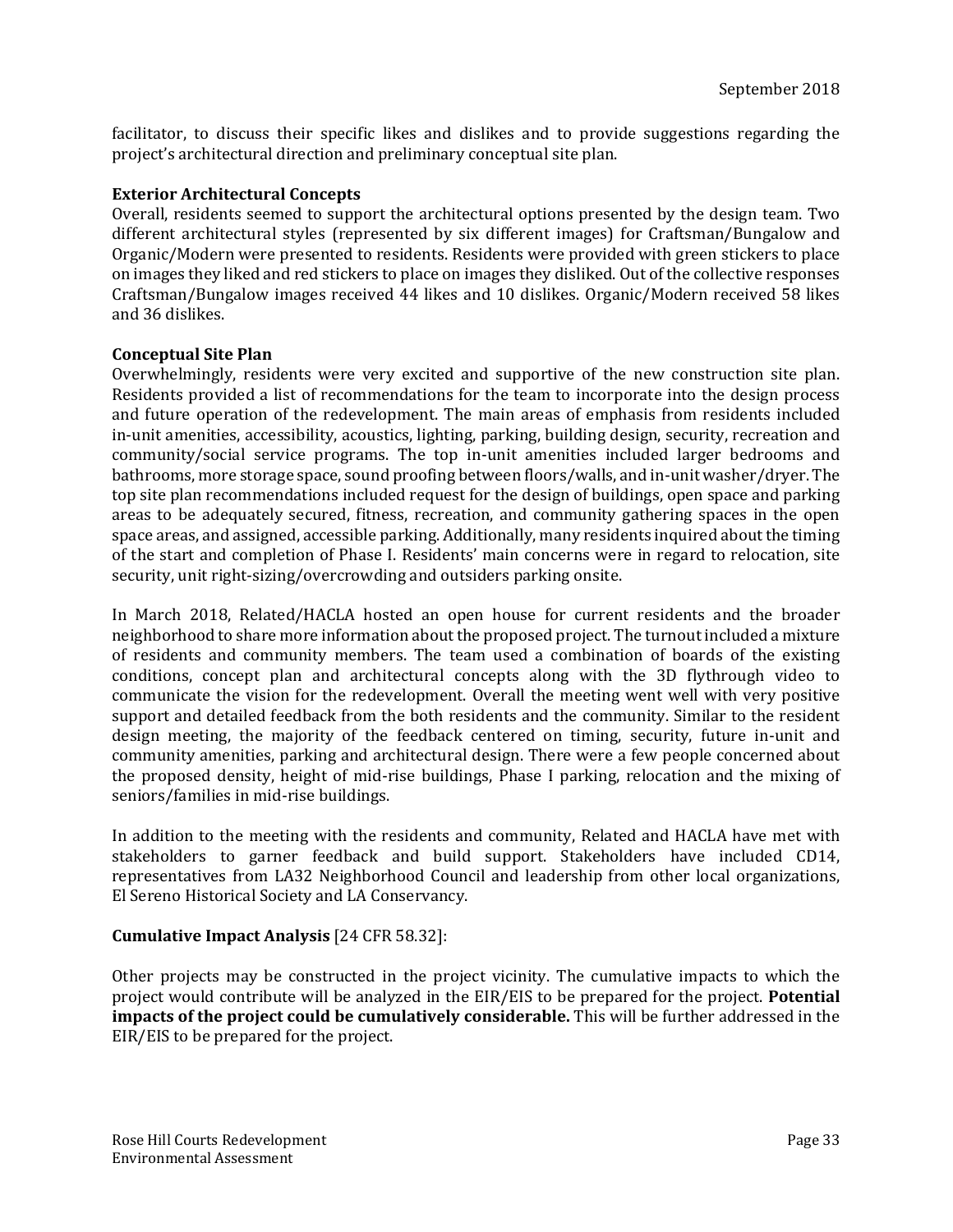facilitator, to discuss their specific likes and dislikes and to provide suggestions regarding the project's architectural direction and preliminary conceptual site plan.

**Exterior Architectural Concepts**

Overall, residents seemed to support the architectural options presented by the design team. Two different architectural styles (represented by six different images) for Craftsman/Bungalow and Organic/Modern were presented to residents. Residents were provided with green stickers to place on images they liked and red stickers to place on images they disliked. Out of the collective responses Craftsman/Bungalow images received 44 likes and 10 dislikes. Organic/Modern received 58 likes and 36 dislikes.

**Conceptual Site Plan**

Overwhelmingly, residents were very excited and supportive of the new construction site plan. Residents provided a list of recommendations for the team to incorporate into the design process and future operation of the redevelopment. The main areas of emphasis from residents included in-unit amenities, accessibility, acoustics, lighting, parking, building design, security, recreation and community/social service programs. The top in-unit amenities included larger bedrooms and bathrooms, more storage space, sound proofing between floors/walls, and in-unit washer/dryer. The top site plan recommendations included request for the design of buildings, open space and parking areas to be adequately secured, fitness, recreation, and community gathering spaces in the open space areas, and assigned, accessible parking. Additionally, many residents inquired about the timing of the start and completion of Phase I. Residents' main concerns were in regard to relocation, site security, unit right-sizing/overcrowding and outsiders parking onsite.

In March 2018, Related/HACLA hosted an open house for current residents and the broader neighborhood to share more information about the proposed project. The turnout included a mixture of residents and community members. The team used a combination of boards of the existing conditions, concept plan and architectural concepts along with the 3D flythrough video to communicate the vision for the redevelopment. Overall the meeting went well with very positive support and detailed feedback from the both residents and the community. Similar to the resident design meeting, the majority of the feedback centered on timing, security, future in-unit and community amenities, parking and architectural design. There were a few people concerned about the proposed density, height of mid-rise buildings, Phase I parking, relocation and the mixing of seniors/families in mid-rise buildings.

In addition to the meeting with the residents and community, Related and HACLA have met with stakeholders to garner feedback and build support. Stakeholders have included CD14, representatives from LA32 Neighborhood Council and leadership from other local organizations, El Sereno Historical Society and LA Conservancy.

**Cumulative Impact Analysis** [24 CFR 58.32]:

Other projects may be constructed in the project vicinity. The cumulative impacts to which the project would contribute will be analyzed in the EIR/EIS to be prepared for the project. **Potential impacts of the project could be cumulatively considerable.** This will be further addressed in the EIR/EIS to be prepared for the project.